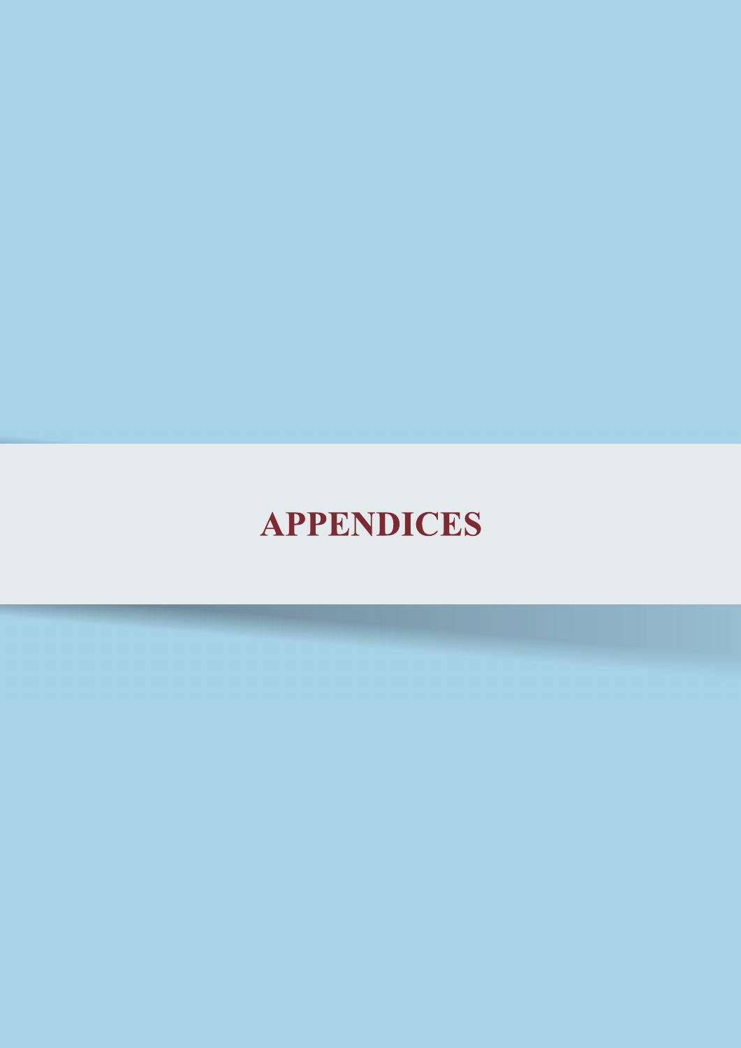# APPENDICES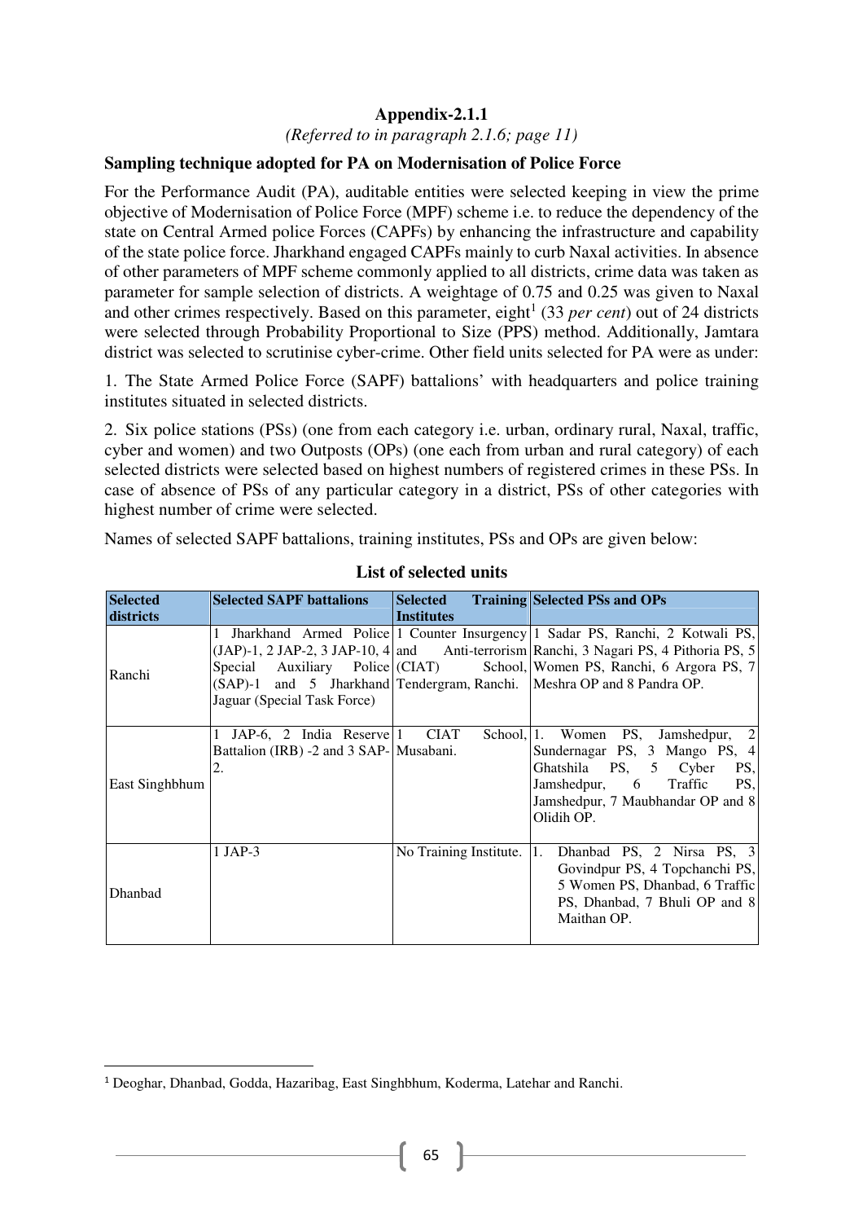# Appendix-2.1.1

*(Referred to in paragraph 2.1.6; page 11)*

**Sampling technique adopted for PA on Modernisation of Police Force**

For the Performance Audit (PA), auditable entities were selected keeping in view the prime objective of Modernisation of Police Force (MPF) scheme i.e. to reduce the dependency of the state on Central Armed police Forces (CAPFs) by enhancing the infrastructure and capability of the state police force. Jharkhand engaged CAPFs mainly to curb Naxal activities. In absence of other parameters of MPF scheme commonly applied to all districts, crime data was taken as parameter for sample selection of districts. A weightage of 0.75 and 0.25 was given to Naxal and other crimes respectively. Based on this parameter, eight[1] (33 *per cent*) out of 24 districts were selected through Probability Proportional to Size (PPS) method. Additionally, Jamtara district was selected to scrutinise cyber-crime. Other field units selected for PA were as under:

1. The State Armed Police Force (SAPF) battalions' with headquarters and police training institutes situated in selected districts.

2. Six police stations (PSs) (one from each category i.e. urban, ordinary rural, Naxal, traffic, cyber and women) and two Outposts (OPs) (one each from urban and rural category) of each selected districts were selected based on highest numbers of registered crimes in these PSs. In case of absence of PSs of any particular category in a district, PSs of other categories with highest number of crime were selected.

Names of selected SAPF battalions, training institutes, PSs and OPs are given below:

**List of selected units**

| Selected districts | Selected SAPF battalions | Selected Training Institutes | Selected PSs and OPs |
|---|---|---|---|
| Ranchi | 1 Jharkhand Armed Police (JAP)-1, 2 JAP-2, 3 JAP-10, 4 Special Auxiliary Police (SAP)-1 and 5 Jharkhand Jaguar (Special Task Force) | 1 Counter Insurgency and Anti-terrorism (CIAT) School, Tendergram, Ranchi. | 1 Sadar PS, Ranchi, 2 Kotwali PS, Ranchi, 3 Nagari PS, 4 Pithoria PS, 5 Women PS, Ranchi, 6 Argora PS, 7 Meshra OP and 8 Pandra OP. |
| East Singhbhum | 1 JAP-6, 2 India Reserve Battalion (IRB) -2 and 3 SAP-2. | 1 CIAT School, Musabani. | 1. Women PS, Jamshedpur, 2 Sundernagar PS, 3 Mango PS, 4 Ghatshila PS, 5 Cyber PS, Jamshedpur, 6 Traffic PS, Jamshedpur, 7 Maubhandar OP and 8 Olidih OP. |
| Dhanbad | 1 JAP-3 | No Training Institute. | 1. Dhanbad PS, 2 Nirsa PS, 3 Govindpur PS, 4 Topchanchi PS, 5 Women PS, Dhanbad, 6 Traffic PS, Dhanbad, 7 Bhuli OP and 8 Maithan OP. |

[1] Deoghar, Dhanbad, Godda, Hazaribag, East Singhbhum, Koderma, Latehar and Ranchi.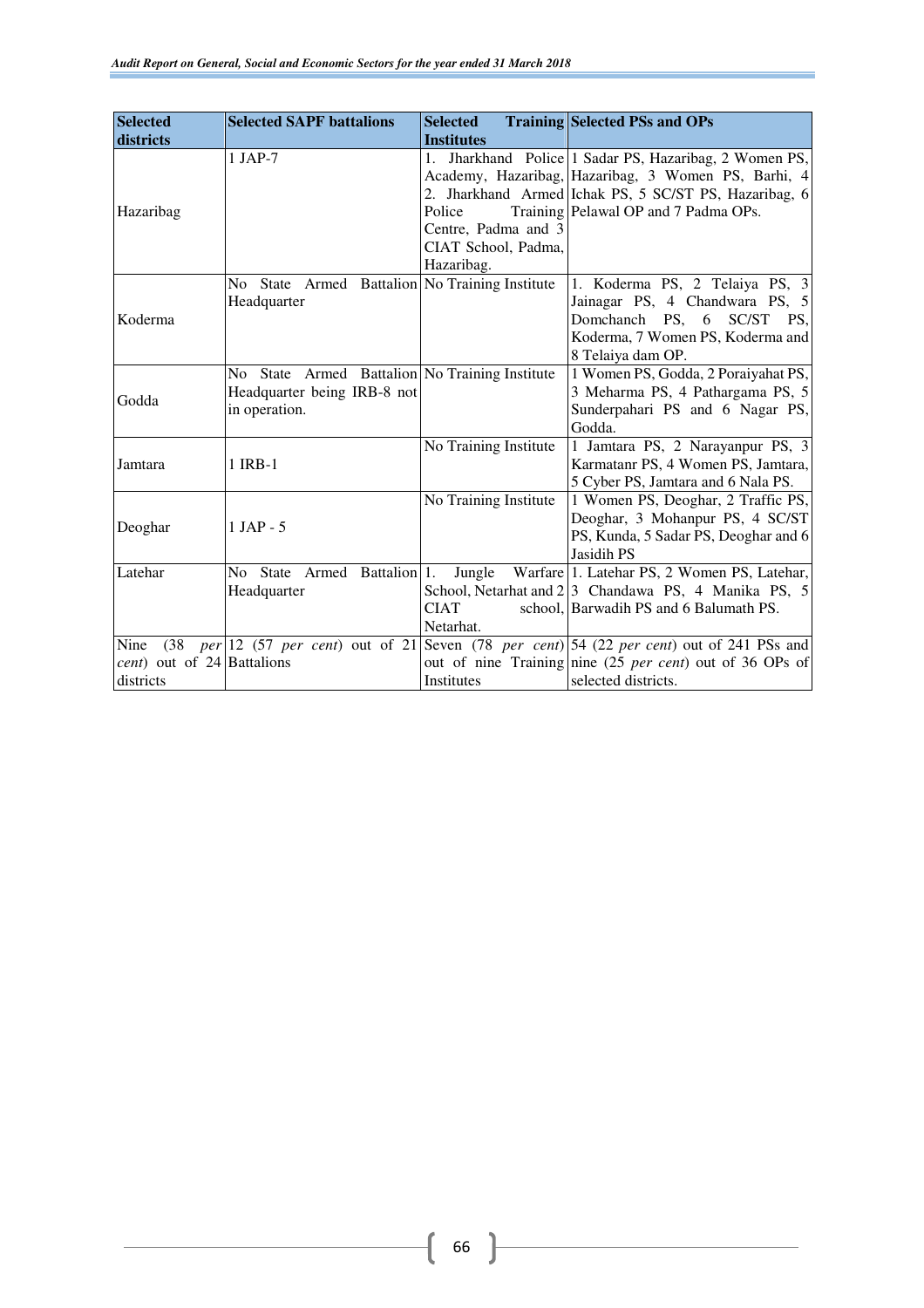| Selected districts | Selected SAPF battalions | Selected Training Institutes | Selected PSs and OPs |
|---|---|---|---|
| Hazaribag | 1 JAP-7 | 1. Jharkhand Police Academy, Hazaribag, 2. Jharkhand Armed Police Training Centre, Padma and 3 CIAT School, Padma, Hazaribag. | 1 Sadar PS, Hazaribag, 2 Women PS, Hazaribag, 3 Women PS, Barhi, 4 Ichak PS, 5 SC/ST PS, Hazaribag, 6 Pelawal OP and 7 Padma OPs. |
| Koderma | No State Armed Battalion Headquarter | No Training Institute | 1. Koderma PS, 2 Telaiya PS, 3 Jainagar PS, 4 Chandwara PS, 5 Domchanch PS, 6 SC/ST PS, Koderma, 7 Women PS, Koderma and 8 Telaiya dam OP. |
| Godda | No State Armed Battalion Headquarter being IRB-8 not in operation. | No Training Institute | 1 Women PS, Godda, 2 Poraiyahat PS, 3 Meharma PS, 4 Pathargama PS, 5 Sunderpahari PS and 6 Nagar PS, Godda. |
| Jamtara | 1 IRB-1 | No Training Institute | 1 Jamtara PS, 2 Narayanpur PS, 3 Karmatanr PS, 4 Women PS, Jamtara, 5 Cyber PS, Jamtara and 6 Nala PS. |
| Deoghar | 1 JAP - 5 | No Training Institute | 1 Women PS, Deoghar, 2 Traffic PS, Deoghar, 3 Mohanpur PS, 4 SC/ST PS, Kunda, 5 Sadar PS, Deoghar and 6 Jasidih PS |
| Latehar | No State Armed Battalion Headquarter | 1. Jungle Warfare School, Netarhat and 2 CIAT school, Netarhat. | 1. Latehar PS, 2 Women PS, Latehar, 3 Chandawa PS, 4 Manika PS, 5 Barwadih PS and 6 Balumath PS. |
| Nine (38 *per cent*) out of 24 districts | 12 (57 *per cent*) out of 21 Battalions | Seven (78 *per cent*) out of nine Training Institutes | 54 (22 *per cent*) out of 241 PSs and nine (25 *per cent*) out of 36 OPs of selected districts. |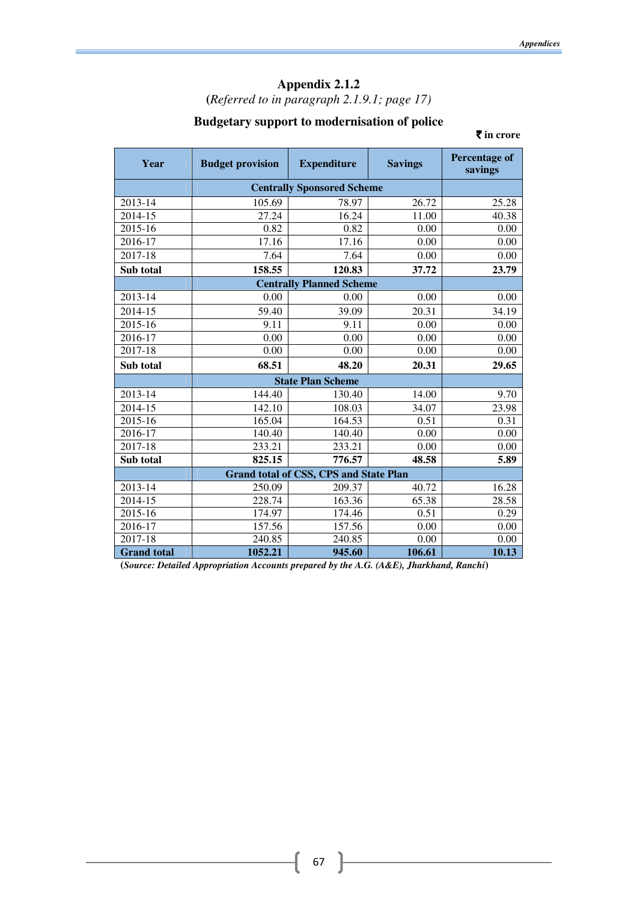## Appendix 2.1.2

**(***Referred to in paragraph 2.1.9.1; page 17)*

### Budgetary support to modernisation of police

**₹ in crore**

| Year | Budget provision | Expenditure | Savings | Percentage of savings |
|---|---|---|---|---|
| | **Centrally Sponsored Scheme** | | | |
| 2013-14 | 105.69 | 78.97 | 26.72 | 25.28 |
| 2014-15 | 27.24 | 16.24 | 11.00 | 40.38 |
| 2015-16 | 0.82 | 0.82 | 0.00 | 0.00 |
| 2016-17 | 17.16 | 17.16 | 0.00 | 0.00 |
| 2017-18 | 7.64 | 7.64 | 0.00 | 0.00 |
| **Sub total** | **158.55** | **120.83** | **37.72** | **23.79** |
| | **Centrally Planned Scheme** | | | |
| 2013-14 | 0.00 | 0.00 | 0.00 | 0.00 |
| 2014-15 | 59.40 | 39.09 | 20.31 | 34.19 |
| 2015-16 | 9.11 | 9.11 | 0.00 | 0.00 |
| 2016-17 | 0.00 | 0.00 | 0.00 | 0.00 |
| 2017-18 | 0.00 | 0.00 | 0.00 | 0.00 |
| **Sub total** | **68.51** | **48.20** | **20.31** | **29.65** |
| | **State Plan Scheme** | | | |
| 2013-14 | 144.40 | 130.40 | 14.00 | 9.70 |
| 2014-15 | 142.10 | 108.03 | 34.07 | 23.98 |
| 2015-16 | 165.04 | 164.53 | 0.51 | 0.31 |
| 2016-17 | 140.40 | 140.40 | 0.00 | 0.00 |
| 2017-18 | 233.21 | 233.21 | 0.00 | 0.00 |
| **Sub total** | **825.15** | **776.57** | **48.58** | **5.89** |
| | **Grand total of CSS, CPS and State Plan** | | | |
| 2013-14 | 250.09 | 209.37 | 40.72 | 16.28 |
| 2014-15 | 228.74 | 163.36 | 65.38 | 28.58 |
| 2015-16 | 174.97 | 174.46 | 0.51 | 0.29 |
| 2016-17 | 157.56 | 157.56 | 0.00 | 0.00 |
| 2017-18 | 240.85 | 240.85 | 0.00 | 0.00 |
| **Grand total** | **1052.21** | **945.60** | **106.61** | **10.13** |

**(***Source: Detailed Appropriation Accounts prepared by the A.G. (A&E), Jharkhand, Ranchi***)**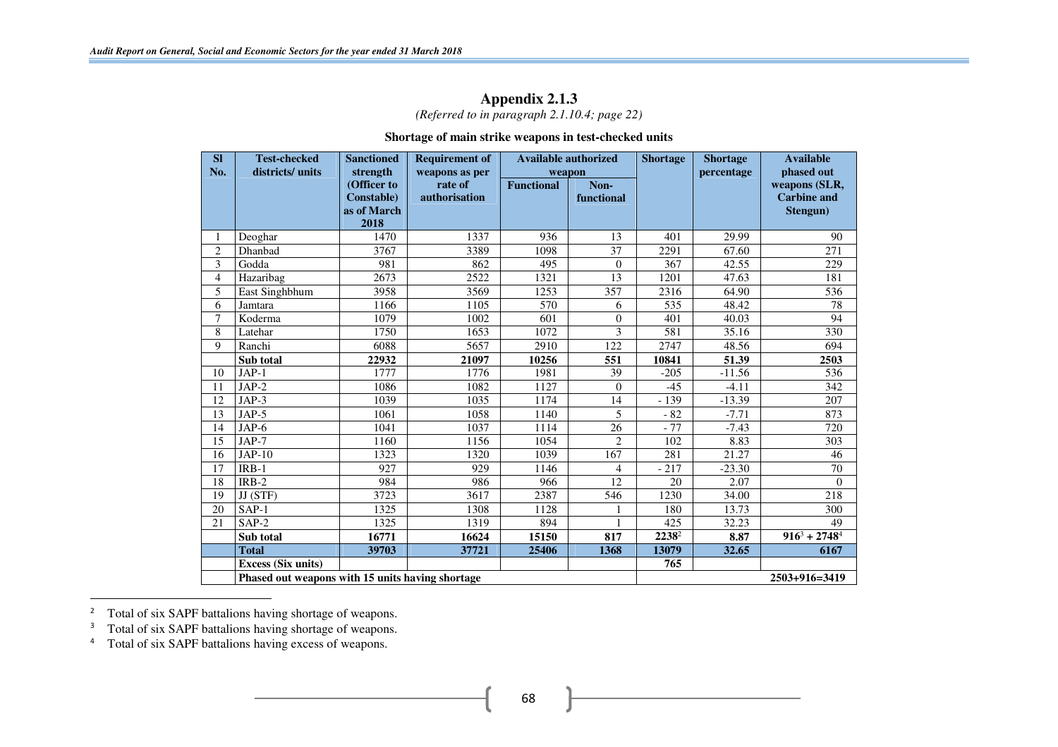## Appendix 2.1.3

*(Referred to in paragraph 2.1.10.4; page 22)*

**Shortage of main strike weapons in test-checked units**

| Sl No. | Test-checked districts/ units | Sanctioned strength (Officer to Constable) as of March 2018 | Requirement of weapons as per rate of authorisation | Available authorized weapon | | Shortage | Shortage percentage | Available phased out weapons (SLR, Carbine and Stengun) |
|---|---|---|---|---|---|---|---|---|
| | | | | Functional | Non-functional | | | |
| 1 | Deoghar | 1470 | 1337 | 936 | 13 | 401 | 29.99 | 90 |
| 2 | Dhanbad | 3767 | 3389 | 1098 | 37 | 2291 | 67.60 | 271 |
| 3 | Godda | 981 | 862 | 495 | 0 | 367 | 42.55 | 229 |
| 4 | Hazaribag | 2673 | 2522 | 1321 | 13 | 1201 | 47.63 | 181 |
| 5 | East Singhbhum | 3958 | 3569 | 1253 | 357 | 2316 | 64.90 | 536 |
| 6 | Jamtara | 1166 | 1105 | 570 | 6 | 535 | 48.42 | 78 |
| 7 | Koderma | 1079 | 1002 | 601 | 0 | 401 | 40.03 | 94 |
| 8 | Latehar | 1750 | 1653 | 1072 | 3 | 581 | 35.16 | 330 |
| 9 | Ranchi | 6088 | 5657 | 2910 | 122 | 2747 | 48.56 | 694 |
| | **Sub total** | **22932** | **21097** | **10256** | **551** | **10841** | **51.39** | **2503** |
| 10 | JAP-1 | 1777 | 1776 | 1981 | 39 | -205 | -11.56 | 536 |
| 11 | JAP-2 | 1086 | 1082 | 1127 | 0 | -45 | -4.11 | 342 |
| 12 | JAP-3 | 1039 | 1035 | 1174 | 14 | - 139 | -13.39 | 207 |
| 13 | JAP-5 | 1061 | 1058 | 1140 | 5 | - 82 | -7.71 | 873 |
| 14 | JAP-6 | 1041 | 1037 | 1114 | 26 | - 77 | -7.43 | 720 |
| 15 | JAP-7 | 1160 | 1156 | 1054 | 2 | 102 | 8.83 | 303 |
| 16 | JAP-10 | 1323 | 1320 | 1039 | 167 | 281 | 21.27 | 46 |
| 17 | IRB-1 | 927 | 929 | 1146 | 4 | - 217 | -23.30 | 70 |
| 18 | IRB-2 | 984 | 986 | 966 | 12 | 20 | 2.07 | 0 |
| 19 | JJ (STF) | 3723 | 3617 | 2387 | 546 | 1230 | 34.00 | 218 |
| 20 | SAP-1 | 1325 | 1308 | 1128 | 1 | 180 | 13.73 | 300 |
| 21 | SAP-2 | 1325 | 1319 | 894 | 1 | 425 | 32.23 | 49 |
| | **Sub total** | **16771** | **16624** | **15150** | **817** | **2238**[2] | **8.87** | **916**[3] **+ 2748**[4] |
| | **Total** | **39703** | **37721** | **25406** | **1368** | **13079** | **32.65** | **6167** |
| | **Excess (Six units)** | | | | | **765** | | |
| | **Phased out weapons with 15 units having shortage** | | | | | | | **2503+916=3419** |

[2] Total of six SAPF battalions having shortage of weapons.

[3] Total of six SAPF battalions having shortage of weapons.

[4] Total of six SAPF battalions having excess of weapons.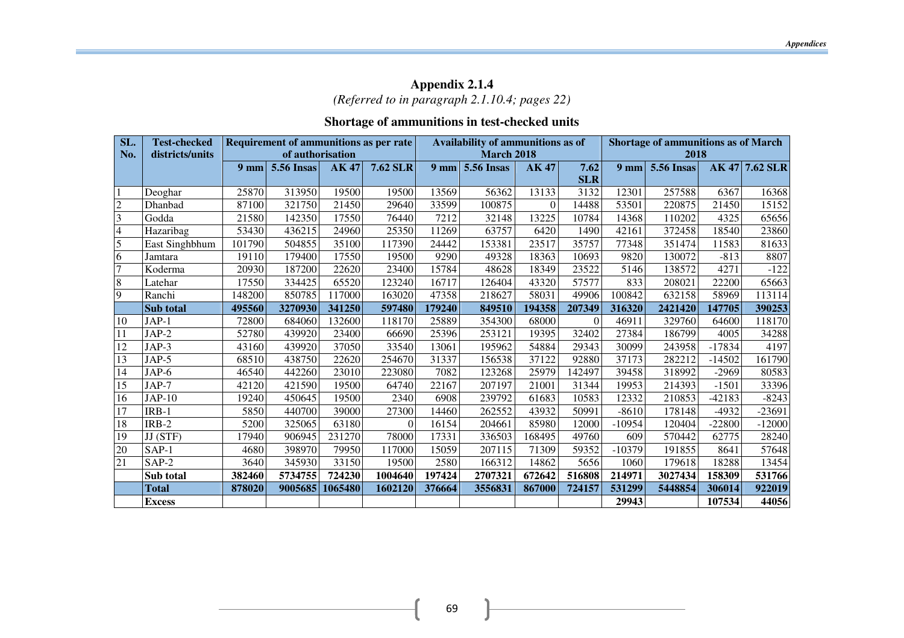## Appendix 2.1.4

*(Referred to in paragraph 2.1.10.4; pages 22)*

### Shortage of ammunitions in test-checked units

| SL. No. | Test-checked districts/units | Requirement of ammunitions as per rate of authorisation | | | | Availability of ammunitions as of March 2018 | | | | Shortage of ammunitions as of March 2018 | | | |
|---|---|---|---|---|---|---|---|---|---|---|---|---|---|
| | | 9 mm | 5.56 Insas | AK 47 | 7.62 SLR | 9 mm | 5.56 Insas | AK 47 | 7.62 SLR | 9 mm | 5.56 Insas | AK 47 | 7.62 SLR |
| 1 | Deoghar | 25870 | 313950 | 19500 | 19500 | 13569 | 56362 | 13133 | 3132 | 12301 | 257588 | 6367 | 16368 |
| 2 | Dhanbad | 87100 | 321750 | 21450 | 29640 | 33599 | 100875 | 0 | 14488 | 53501 | 220875 | 21450 | 15152 |
| 3 | Godda | 21580 | 142350 | 17550 | 76440 | 7212 | 32148 | 13225 | 10784 | 14368 | 110202 | 4325 | 65656 |
| 4 | Hazaribag | 53430 | 436215 | 24960 | 25350 | 11269 | 63757 | 6420 | 1490 | 42161 | 372458 | 18540 | 23860 |
| 5 | East Singhbhum | 101790 | 504855 | 35100 | 117390 | 24442 | 153381 | 23517 | 35757 | 77348 | 351474 | 11583 | 81633 |
| 6 | Jamtara | 19110 | 179400 | 17550 | 19500 | 9290 | 49328 | 18363 | 10693 | 9820 | 130072 | -813 | 8807 |
| 7 | Koderma | 20930 | 187200 | 22620 | 23400 | 15784 | 48628 | 18349 | 23522 | 5146 | 138572 | 4271 | -122 |
| 8 | Latehar | 17550 | 334425 | 65520 | 123240 | 16717 | 126404 | 43320 | 57577 | 833 | 208021 | 22200 | 65663 |
| 9 | Ranchi | 148200 | 850785 | 117000 | 163020 | 47358 | 218627 | 58031 | 49906 | 100842 | 632158 | 58969 | 113114 |
| | **Sub total** | **495560** | **3270930** | **341250** | **597480** | **179240** | **849510** | **194358** | **207349** | **316320** | **2421420** | **147705** | **390253** |
| 10 | JAP-1 | 72800 | 684060 | 132600 | 118170 | 25889 | 354300 | 68000 | 0 | 46911 | 329760 | 64600 | 118170 |
| 11 | JAP-2 | 52780 | 439920 | 23400 | 66690 | 25396 | 253121 | 19395 | 32402 | 27384 | 186799 | 4005 | 34288 |
| 12 | JAP-3 | 43160 | 439920 | 37050 | 33540 | 13061 | 195962 | 54884 | 29343 | 30099 | 243958 | -17834 | 4197 |
| 13 | JAP-5 | 68510 | 438750 | 22620 | 254670 | 31337 | 156538 | 37122 | 92880 | 37173 | 282212 | -14502 | 161790 |
| 14 | JAP-6 | 46540 | 442260 | 23010 | 223080 | 7082 | 123268 | 25979 | 142497 | 39458 | 318992 | -2969 | 80583 |
| 15 | JAP-7 | 42120 | 421590 | 19500 | 64740 | 22167 | 207197 | 21001 | 31344 | 19953 | 214393 | -1501 | 33396 |
| 16 | JAP-10 | 19240 | 450645 | 19500 | 2340 | 6908 | 239792 | 61683 | 10583 | 12332 | 210853 | -42183 | -8243 |
| 17 | IRB-1 | 5850 | 440700 | 39000 | 27300 | 14460 | 262552 | 43932 | 50991 | -8610 | 178148 | -4932 | -23691 |
| 18 | IRB-2 | 5200 | 325065 | 63180 | 0 | 16154 | 204661 | 85980 | 12000 | -10954 | 120404 | -22800 | -12000 |
| 19 | JJ (STF) | 17940 | 906945 | 231270 | 78000 | 17331 | 336503 | 168495 | 49760 | 609 | 570442 | 62775 | 28240 |
| 20 | SAP-1 | 4680 | 398970 | 79950 | 117000 | 15059 | 207115 | 71309 | 59352 | -10379 | 191855 | 8641 | 57648 |
| 21 | SAP-2 | 3640 | 345930 | 33150 | 19500 | 2580 | 166312 | 14862 | 5656 | 1060 | 179618 | 18288 | 13454 |
| | **Sub total** | **382460** | **5734755** | **724230** | **1004640** | **197424** | **2707321** | **672642** | **516808** | **214971** | **3027434** | **158309** | **531766** |
| | **Total** | **878020** | **9005685** | **1065480** | **1602120** | **376664** | **3556831** | **867000** | **724157** | **531299** | **5448854** | **306014** | **922019** |
| | **Excess** | | | | | | | | | **29943** | | **107534** | **44056** |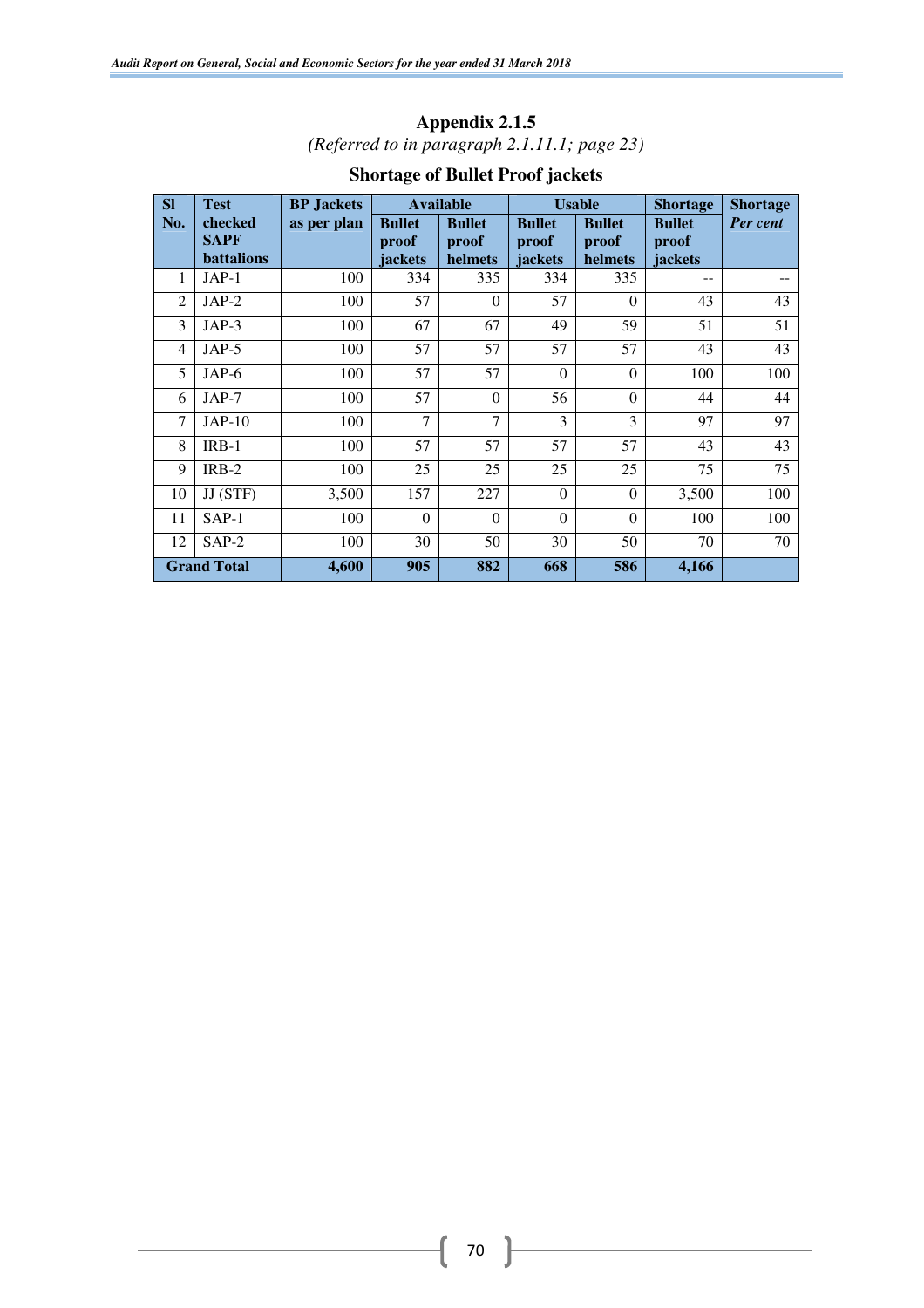## Appendix 2.1.5

*(Referred to in paragraph 2.1.11.1; page 23)*

### Shortage of Bullet Proof jackets

| Sl No. | Test checked SAPF battalions | BP Jackets as per plan | Available | | Usable | | Shortage | Shortage |
|---|---|---|---|---|---|---|---|---|
| | | | Bullet proof jackets | Bullet proof helmets | Bullet proof jackets | Bullet proof helmets | Bullet proof jackets | *Per cent* |
| 1 | JAP-1 | 100 | 334 | 335 | 334 | 335 | -- | -- |
| 2 | JAP-2 | 100 | 57 | 0 | 57 | 0 | 43 | 43 |
| 3 | JAP-3 | 100 | 67 | 67 | 49 | 59 | 51 | 51 |
| 4 | JAP-5 | 100 | 57 | 57 | 57 | 57 | 43 | 43 |
| 5 | JAP-6 | 100 | 57 | 57 | 0 | 0 | 100 | 100 |
| 6 | JAP-7 | 100 | 57 | 0 | 56 | 0 | 44 | 44 |
| 7 | JAP-10 | 100 | 7 | 7 | 3 | 3 | 97 | 97 |
| 8 | IRB-1 | 100 | 57 | 57 | 57 | 57 | 43 | 43 |
| 9 | IRB-2 | 100 | 25 | 25 | 25 | 25 | 75 | 75 |
| 10 | JJ (STF) | 3,500 | 157 | 227 | 0 | 0 | 3,500 | 100 |
| 11 | SAP-1 | 100 | 0 | 0 | 0 | 0 | 100 | 100 |
| 12 | SAP-2 | 100 | 30 | 50 | 30 | 50 | 70 | 70 |
| **Grand Total** | | **4,600** | **905** | **882** | **668** | **586** | **4,166** | |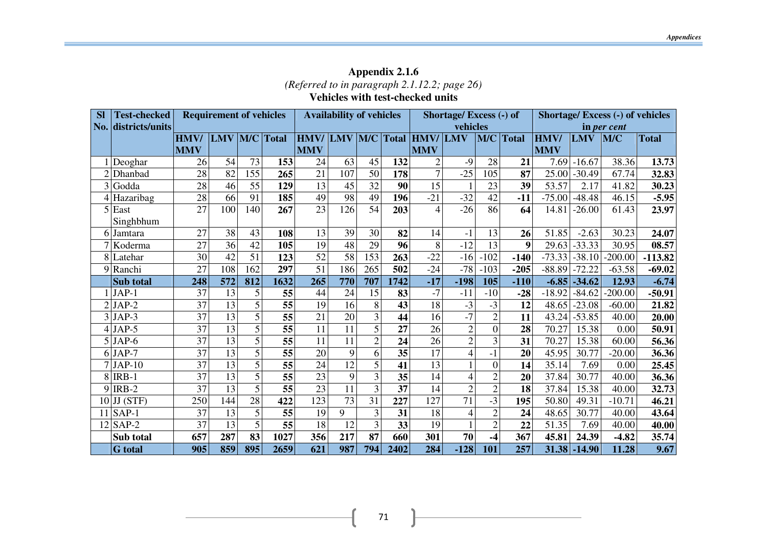**Appendix 2.1.6**

*(Referred to in paragraph 2.1.12.2; page 26)*

**Vehicles with test-checked units**

| Sl No. | Test-checked districts/units | Requirement of vehicles | | | | Availability of vehicles | | | | Shortage/ Excess (-) of vehicles | | | | Shortage/ Excess (-) of vehicles in *per cent* | | | |
|---|---|---|---|---|---|---|---|---|---|---|---|---|---|---|---|---|---|
| | | HMV/ MMV | LMV | M/C | Total | HMV/ MMV | LMV | M/C | Total | HMV/ MMV | LMV | M/C | Total | HMV/ MMV | LMV | M/C | Total |
| 1 | Deoghar | 26 | 54 | 73 | **153** | 24 | 63 | 45 | **132** | 2 | -9 | 28 | **21** | 7.69 | -16.67 | 38.36 | **13.73** |
| 2 | Dhanbad | 28 | 82 | 155 | **265** | 21 | 107 | 50 | **178** | 7 | -25 | 105 | **87** | 25.00 | -30.49 | 67.74 | **32.83** |
| 3 | Godda | 28 | 46 | 55 | **129** | 13 | 45 | 32 | **90** | 15 | 1 | 23 | **39** | 53.57 | 2.17 | 41.82 | **30.23** |
| 4 | Hazaribag | 28 | 66 | 91 | **185** | 49 | 98 | 49 | **196** | -21 | -32 | 42 | **-11** | -75.00 | -48.48 | 46.15 | **-5.95** |
| 5 | East Singhbhum | 27 | 100 | 140 | **267** | 23 | 126 | 54 | **203** | 4 | -26 | 86 | **64** | 14.81 | -26.00 | 61.43 | **23.97** |
| 6 | Jamtara | 27 | 38 | 43 | **108** | 13 | 39 | 30 | **82** | 14 | -1 | 13 | **26** | 51.85 | -2.63 | 30.23 | **24.07** |
| 7 | Koderma | 27 | 36 | 42 | **105** | 19 | 48 | 29 | **96** | 8 | -12 | 13 | **9** | 29.63 | -33.33 | 30.95 | **08.57** |
| 8 | Latehar | 30 | 42 | 51 | **123** | 52 | 58 | 153 | **263** | -22 | -16 | -102 | **-140** | -73.33 | -38.10 | -200.00 | **-113.82** |
| 9 | Ranchi | 27 | 108 | 162 | **297** | 51 | 186 | 265 | **502** | -24 | -78 | -103 | **-205** | -88.89 | -72.22 | -63.58 | **-69.02** |
| | **Sub total** | **248** | **572** | **812** | **1632** | **265** | **770** | **707** | **1742** | **-17** | **-198** | **105** | **-110** | **-6.85** | **-34.62** | **12.93** | **-6.74** |
| 1 | JAP-1 | 37 | 13 | 5 | **55** | 44 | 24 | 15 | **83** | -7 | -11 | -10 | **-28** | -18.92 | -84.62 | -200.00 | **-50.91** |
| 2 | JAP-2 | 37 | 13 | 5 | **55** | 19 | 16 | 8 | **43** | 18 | -3 | -3 | **12** | 48.65 | -23.08 | -60.00 | **21.82** |
| 3 | JAP-3 | 37 | 13 | 5 | **55** | 21 | 20 | 3 | **44** | 16 | -7 | 2 | **11** | 43.24 | -53.85 | 40.00 | **20.00** |
| 4 | JAP-5 | 37 | 13 | 5 | **55** | 11 | 11 | 5 | **27** | 26 | 2 | 0 | **28** | 70.27 | 15.38 | 0.00 | **50.91** |
| 5 | JAP-6 | 37 | 13 | 5 | **55** | 11 | 11 | 2 | **24** | 26 | 2 | 3 | **31** | 70.27 | 15.38 | 60.00 | **56.36** |
| 6 | JAP-7 | 37 | 13 | 5 | **55** | 20 | 9 | 6 | **35** | 17 | 4 | -1 | **20** | 45.95 | 30.77 | -20.00 | **36.36** |
| 7 | JAP-10 | 37 | 13 | 5 | **55** | 24 | 12 | 5 | **41** | 13 | 1 | 0 | **14** | 35.14 | 7.69 | 0.00 | **25.45** |
| 8 | IRB-1 | 37 | 13 | 5 | **55** | 23 | 9 | 3 | **35** | 14 | 4 | 2 | **20** | 37.84 | 30.77 | 40.00 | **36.36** |
| 9 | IRB-2 | 37 | 13 | 5 | **55** | 23 | 11 | 3 | **37** | 14 | 2 | 2 | **18** | 37.84 | 15.38 | 40.00 | **32.73** |
| 10 | JJ (STF) | 250 | 144 | 28 | **422** | 123 | 73 | 31 | **227** | 127 | 71 | -3 | **195** | 50.80 | 49.31 | -10.71 | **46.21** |
| 11 | SAP-1 | 37 | 13 | 5 | **55** | 19 | 9 | 3 | **31** | 18 | 4 | 2 | **24** | 48.65 | 30.77 | 40.00 | **43.64** |
| 12 | SAP-2 | 37 | 13 | 5 | **55** | 18 | 12 | 3 | **33** | 19 | 1 | 2 | **22** | 51.35 | 7.69 | 40.00 | **40.00** |
| | **Sub total** | **657** | **287** | **83** | **1027** | **356** | **217** | **87** | **660** | **301** | **70** | **-4** | **367** | **45.81** | **24.39** | **-4.82** | **35.74** |
| | **G total** | **905** | **859** | **895** | **2659** | **621** | **987** | **794** | **2402** | **284** | **-128** | **101** | **257** | **31.38** | **-14.90** | **11.28** | **9.67** |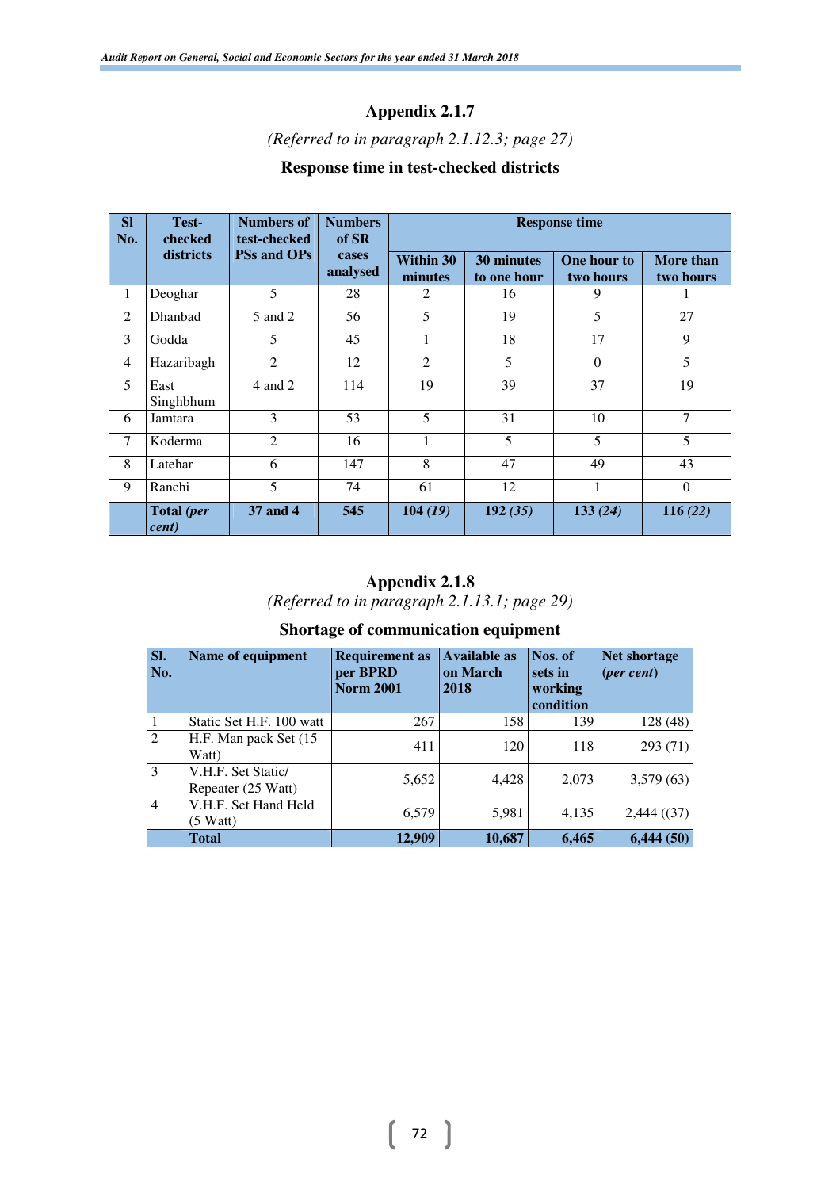## Appendix 2.1.7

*(Referred to in paragraph 2.1.12.3; page 27)*

### Response time in test-checked districts

| Sl No. | Test-checked districts | Numbers of test-checked PSs and OPs | Numbers of SR cases analysed | Response time | | | |
|---|---|---|---|---|---|---|---|
| | | | | Within 30 minutes | 30 minutes to one hour | One hour to two hours | More than two hours |
| 1 | Deoghar | 5 | 28 | 2 | 16 | 9 | 1 |
| 2 | Dhanbad | 5 and 2 | 56 | 5 | 19 | 5 | 27 |
| 3 | Godda | 5 | 45 | 1 | 18 | 17 | 9 |
| 4 | Hazaribagh | 2 | 12 | 2 | 5 | 0 | 5 |
| 5 | East Singhbhum | 4 and 2 | 114 | 19 | 39 | 37 | 19 |
| 6 | Jamtara | 3 | 53 | 5 | 31 | 10 | 7 |
| 7 | Koderma | 2 | 16 | 1 | 5 | 5 | 5 |
| 8 | Latehar | 6 | 147 | 8 | 47 | 49 | 43 |
| 9 | Ranchi | 5 | 74 | 61 | 12 | 1 | 0 |
| | **Total *(per cent)*** | **37 and 4** | **545** | **104 *(19)*** | **192 *(35)*** | **133 *(24)*** | **116 *(22)*** |

## Appendix 2.1.8

*(Referred to in paragraph 2.1.13.1; page 29)*

### Shortage of communication equipment

| Sl. No. | Name of equipment | Requirement as per BPRD Norm 2001 | Available as on March 2018 | Nos. of sets in working condition | Net shortage *(per cent)* |
|---|---|---|---|---|---|
| 1 | Static Set H.F. 100 watt | 267 | 158 | 139 | 128 (48) |
| 2 | H.F. Man pack Set (15 Watt) | 411 | 120 | 118 | 293 (71) |
| 3 | V.H.F. Set Static/ Repeater (25 Watt) | 5,652 | 4,428 | 2,073 | 3,579 (63) |
| 4 | V.H.F. Set Hand Held (5 Watt) | 6,579 | 5,981 | 4,135 | 2,444 ((37) |
| | **Total** | **12,909** | **10,687** | **6,465** | **6,444 (50)** |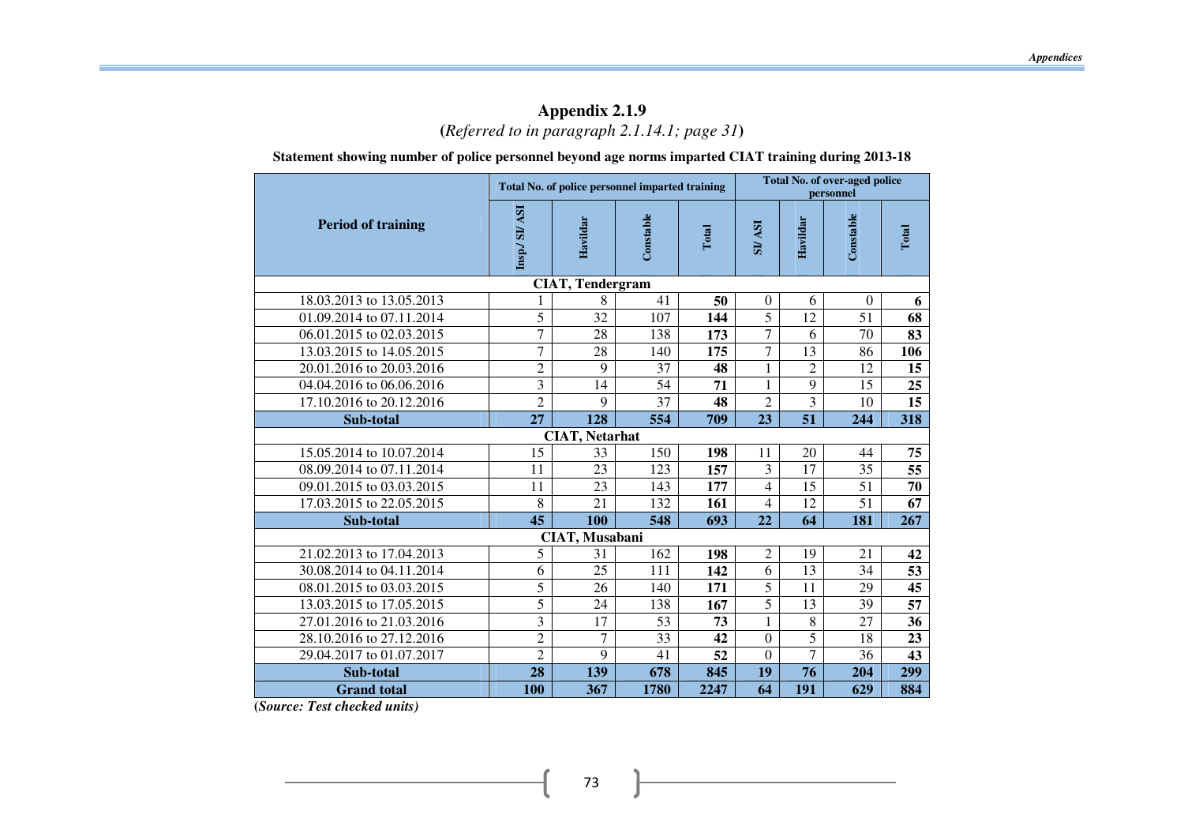# Appendix 2.1.9

(*Referred to in paragraph 2.1.14.1; page 31*)

**Statement showing number of police personnel beyond age norms imparted CIAT training during 2013-18**

| Period of training | Total No. of police personnel imparted training | | | | Total No. of over-aged police personnel | | | |
|---|---|---|---|---|---|---|---|---|
| | Insp./ SI/ ASI | Havildar | Constable | Total | SI/ ASI | Havildar | Constable | Total |
| **CIAT, Tendergram** | | | | | | | | |
| 18.03.2013 to 13.05.2013 | 1 | 8 | 41 | **50** | 0 | 6 | 0 | **6** |
| 01.09.2014 to 07.11.2014 | 5 | 32 | 107 | **144** | 5 | 12 | 51 | **68** |
| 06.01.2015 to 02.03.2015 | 7 | 28 | 138 | **173** | 7 | 6 | 70 | **83** |
| 13.03.2015 to 14.05.2015 | 7 | 28 | 140 | **175** | 7 | 13 | 86 | **106** |
| 20.01.2016 to 20.03.2016 | 2 | 9 | 37 | **48** | 1 | 2 | 12 | **15** |
| 04.04.2016 to 06.06.2016 | 3 | 14 | 54 | **71** | 1 | 9 | 15 | **25** |
| 17.10.2016 to 20.12.2016 | 2 | 9 | 37 | **48** | 2 | 3 | 10 | **15** |
| **Sub-total** | **27** | **128** | **554** | **709** | **23** | **51** | **244** | **318** |
| **CIAT, Netarhat** | | | | | | | | |
| 15.05.2014 to 10.07.2014 | 15 | 33 | 150 | **198** | 11 | 20 | 44 | **75** |
| 08.09.2014 to 07.11.2014 | 11 | 23 | 123 | **157** | 3 | 17 | 35 | **55** |
| 09.01.2015 to 03.03.2015 | 11 | 23 | 143 | **177** | 4 | 15 | 51 | **70** |
| 17.03.2015 to 22.05.2015 | 8 | 21 | 132 | **161** | 4 | 12 | 51 | **67** |
| **Sub-total** | **45** | **100** | **548** | **693** | **22** | **64** | **181** | **267** |
| **CIAT, Musabani** | | | | | | | | |
| 21.02.2013 to 17.04.2013 | 5 | 31 | 162 | **198** | 2 | 19 | 21 | **42** |
| 30.08.2014 to 04.11.2014 | 6 | 25 | 111 | **142** | 6 | 13 | 34 | **53** |
| 08.01.2015 to 03.03.2015 | 5 | 26 | 140 | **171** | 5 | 11 | 29 | **45** |
| 13.03.2015 to 17.05.2015 | 5 | 24 | 138 | **167** | 5 | 13 | 39 | **57** |
| 27.01.2016 to 21.03.2016 | 3 | 17 | 53 | **73** | 1 | 8 | 27 | **36** |
| 28.10.2016 to 27.12.2016 | 2 | 7 | 33 | **42** | 0 | 5 | 18 | **23** |
| 29.04.2017 to 01.07.2017 | 2 | 9 | 41 | **52** | 0 | 7 | 36 | **43** |
| **Sub-total** | **28** | **139** | **678** | **845** | **19** | **76** | **204** | **299** |
| **Grand total** | **100** | **367** | **1780** | **2247** | **64** | **191** | **629** | **884** |

(***Source: Test checked units***)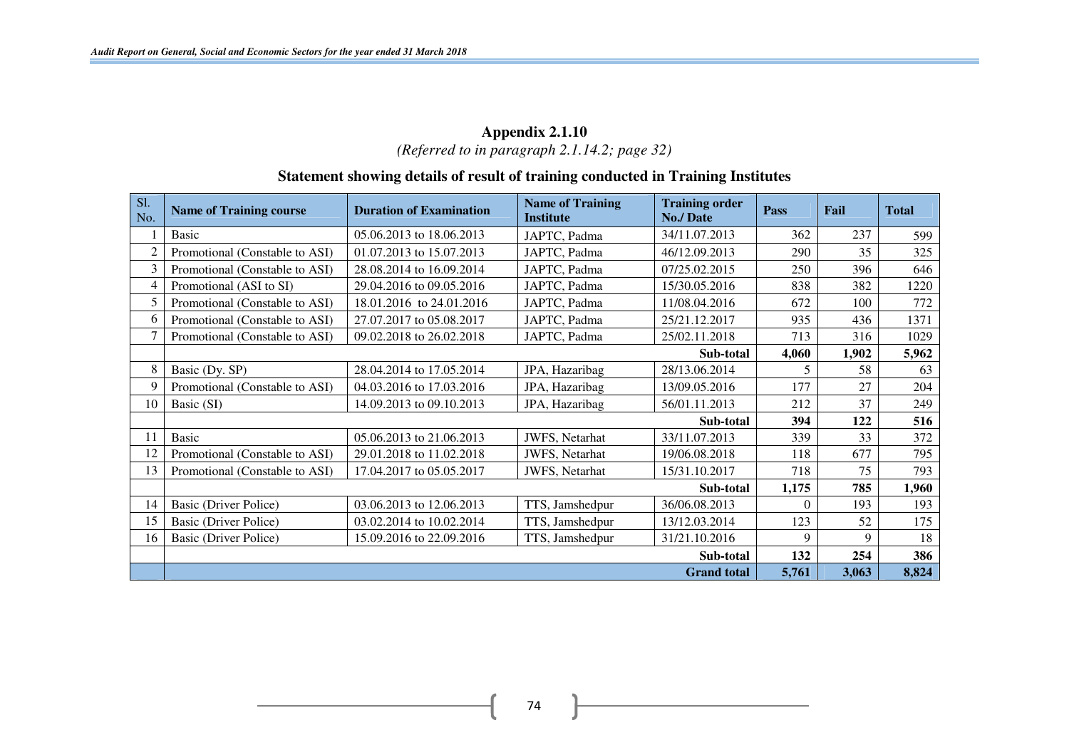## Appendix 2.1.10

*(Referred to in paragraph 2.1.14.2; page 32)*

### Statement showing details of result of training conducted in Training Institutes

| Sl. No. | Name of Training course | Duration of Examination | Name of Training Institute | Training order No./ Date | Pass | Fail | Total |
|---|---|---|---|---|---|---|---|
| 1 | Basic | 05.06.2013 to 18.06.2013 | JAPTC, Padma | 34/11.07.2013 | 362 | 237 | 599 |
| 2 | Promotional (Constable to ASI) | 01.07.2013 to 15.07.2013 | JAPTC, Padma | 46/12.09.2013 | 290 | 35 | 325 |
| 3 | Promotional (Constable to ASI) | 28.08.2014 to 16.09.2014 | JAPTC, Padma | 07/25.02.2015 | 250 | 396 | 646 |
| 4 | Promotional (ASI to SI) | 29.04.2016 to 09.05.2016 | JAPTC, Padma | 15/30.05.2016 | 838 | 382 | 1220 |
| 5 | Promotional (Constable to ASI) | 18.01.2016 to 24.01.2016 | JAPTC, Padma | 11/08.04.2016 | 672 | 100 | 772 |
| 6 | Promotional (Constable to ASI) | 27.07.2017 to 05.08.2017 | JAPTC, Padma | 25/21.12.2017 | 935 | 436 | 1371 |
| 7 | Promotional (Constable to ASI) | 09.02.2018 to 26.02.2018 | JAPTC, Padma | 25/02.11.2018 | 713 | 316 | 1029 |
| | | | | **Sub-total** | **4,060** | **1,902** | **5,962** |
| 8 | Basic (Dy. SP) | 28.04.2014 to 17.05.2014 | JPA, Hazaribag | 28/13.06.2014 | 5 | 58 | 63 |
| 9 | Promotional (Constable to ASI) | 04.03.2016 to 17.03.2016 | JPA, Hazaribag | 13/09.05.2016 | 177 | 27 | 204 |
| 10 | Basic (SI) | 14.09.2013 to 09.10.2013 | JPA, Hazaribag | 56/01.11.2013 | 212 | 37 | 249 |
| | | | | **Sub-total** | **394** | **122** | **516** |
| 11 | Basic | 05.06.2013 to 21.06.2013 | JWFS, Netarhat | 33/11.07.2013 | 339 | 33 | 372 |
| 12 | Promotional (Constable to ASI) | 29.01.2018 to 11.02.2018 | JWFS, Netarhat | 19/06.08.2018 | 118 | 677 | 795 |
| 13 | Promotional (Constable to ASI) | 17.04.2017 to 05.05.2017 | JWFS, Netarhat | 15/31.10.2017 | 718 | 75 | 793 |
| | | | | **Sub-total** | **1,175** | **785** | **1,960** |
| 14 | Basic (Driver Police) | 03.06.2013 to 12.06.2013 | TTS, Jamshedpur | 36/06.08.2013 | 0 | 193 | 193 |
| 15 | Basic (Driver Police) | 03.02.2014 to 10.02.2014 | TTS, Jamshedpur | 13/12.03.2014 | 123 | 52 | 175 |
| 16 | Basic (Driver Police) | 15.09.2016 to 22.09.2016 | TTS, Jamshedpur | 31/21.10.2016 | 9 | 9 | 18 |
| | | | | **Sub-total** | **132** | **254** | **386** |
| | | | | **Grand total** | **5,761** | **3,063** | **8,824** |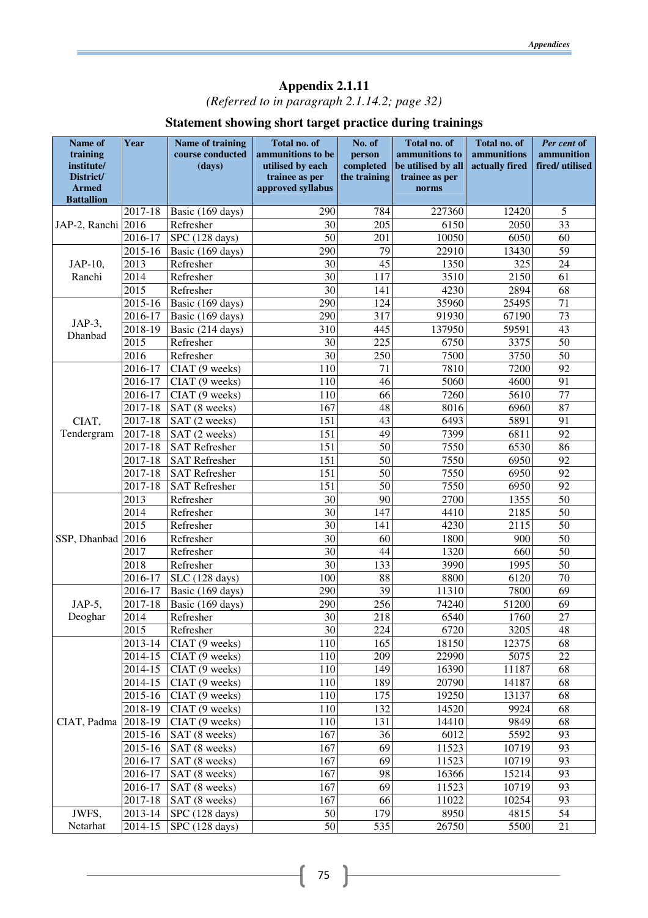# Appendix 2.1.11

*(Referred to in paragraph 2.1.14.2; page 32)*

## Statement showing short target practice during trainings

| Name of training institute/ District/ Armed Battallion | Year | Name of training course conducted (days) | Total no. of ammunitions to be utilised by each trainee as per approved syllabus | No. of person completed the training | Total no. of ammunitions to be utilised by all trainee as per norms | Total no. of ammunitions actually fired | *Per cent* of ammunition fired/ utilised |
|---|---|---|---|---|---|---|---|
| JAP-2, Ranchi | 2017-18 | Basic (169 days) | 290 | 784 | 227360 | 12420 | 5 |
| | 2016 | Refresher | 30 | 205 | 6150 | 2050 | 33 |
| | 2016-17 | SPC (128 days) | 50 | 201 | 10050 | 6050 | 60 |
| JAP-10, Ranchi | 2015-16 | Basic (169 days) | 290 | 79 | 22910 | 13430 | 59 |
| | 2013 | Refresher | 30 | 45 | 1350 | 325 | 24 |
| | 2014 | Refresher | 30 | 117 | 3510 | 2150 | 61 |
| | 2015 | Refresher | 30 | 141 | 4230 | 2894 | 68 |
| JAP-3, Dhanbad | 2015-16 | Basic (169 days) | 290 | 124 | 35960 | 25495 | 71 |
| | 2016-17 | Basic (169 days) | 290 | 317 | 91930 | 67190 | 73 |
| | 2018-19 | Basic (214 days) | 310 | 445 | 137950 | 59591 | 43 |
| | 2015 | Refresher | 30 | 225 | 6750 | 3375 | 50 |
| | 2016 | Refresher | 30 | 250 | 7500 | 3750 | 50 |
| CIAT, Tendergram | 2016-17 | CIAT (9 weeks) | 110 | 71 | 7810 | 7200 | 92 |
| | 2016-17 | CIAT (9 weeks) | 110 | 46 | 5060 | 4600 | 91 |
| | 2016-17 | CIAT (9 weeks) | 110 | 66 | 7260 | 5610 | 77 |
| | 2017-18 | SAT (8 weeks) | 167 | 48 | 8016 | 6960 | 87 |
| | 2017-18 | SAT (2 weeks) | 151 | 43 | 6493 | 5891 | 91 |
| | 2017-18 | SAT (2 weeks) | 151 | 49 | 7399 | 6811 | 92 |
| | 2017-18 | SAT Refresher | 151 | 50 | 7550 | 6530 | 86 |
| | 2017-18 | SAT Refresher | 151 | 50 | 7550 | 6950 | 92 |
| | 2017-18 | SAT Refresher | 151 | 50 | 7550 | 6950 | 92 |
| | 2017-18 | SAT Refresher | 151 | 50 | 7550 | 6950 | 92 |
| SSP, Dhanbad | 2013 | Refresher | 30 | 90 | 2700 | 1355 | 50 |
| | 2014 | Refresher | 30 | 147 | 4410 | 2185 | 50 |
| | 2015 | Refresher | 30 | 141 | 4230 | 2115 | 50 |
| | 2016 | Refresher | 30 | 60 | 1800 | 900 | 50 |
| | 2017 | Refresher | 30 | 44 | 1320 | 660 | 50 |
| | 2018 | Refresher | 30 | 133 | 3990 | 1995 | 50 |
| | 2016-17 | SLC (128 days) | 100 | 88 | 8800 | 6120 | 70 |
| JAP-5, Deoghar | 2016-17 | Basic (169 days) | 290 | 39 | 11310 | 7800 | 69 |
| | 2017-18 | Basic (169 days) | 290 | 256 | 74240 | 51200 | 69 |
| | 2014 | Refresher | 30 | 218 | 6540 | 1760 | 27 |
| | 2015 | Refresher | 30 | 224 | 6720 | 3205 | 48 |
| CIAT, Padma | 2013-14 | CIAT (9 weeks) | 110 | 165 | 18150 | 12375 | 68 |
| | 2014-15 | CIAT (9 weeks) | 110 | 209 | 22990 | 5075 | 22 |
| | 2014-15 | CIAT (9 weeks) | 110 | 149 | 16390 | 11187 | 68 |
| | 2014-15 | CIAT (9 weeks) | 110 | 189 | 20790 | 14187 | 68 |
| | 2015-16 | CIAT (9 weeks) | 110 | 175 | 19250 | 13137 | 68 |
| | 2018-19 | CIAT (9 weeks) | 110 | 132 | 14520 | 9924 | 68 |
| | 2018-19 | CIAT (9 weeks) | 110 | 131 | 14410 | 9849 | 68 |
| | 2015-16 | SAT (8 weeks) | 167 | 36 | 6012 | 5592 | 93 |
| | 2015-16 | SAT (8 weeks) | 167 | 69 | 11523 | 10719 | 93 |
| | 2016-17 | SAT (8 weeks) | 167 | 69 | 11523 | 10719 | 93 |
| | 2016-17 | SAT (8 weeks) | 167 | 98 | 16366 | 15214 | 93 |
| | 2016-17 | SAT (8 weeks) | 167 | 69 | 11523 | 10719 | 93 |
| | 2017-18 | SAT (8 weeks) | 167 | 66 | 11022 | 10254 | 93 |
| JWFS, Netarhat | 2013-14 | SPC (128 days) | 50 | 179 | 8950 | 4815 | 54 |
| | 2014-15 | SPC (128 days) | 50 | 535 | 26750 | 5500 | 21 |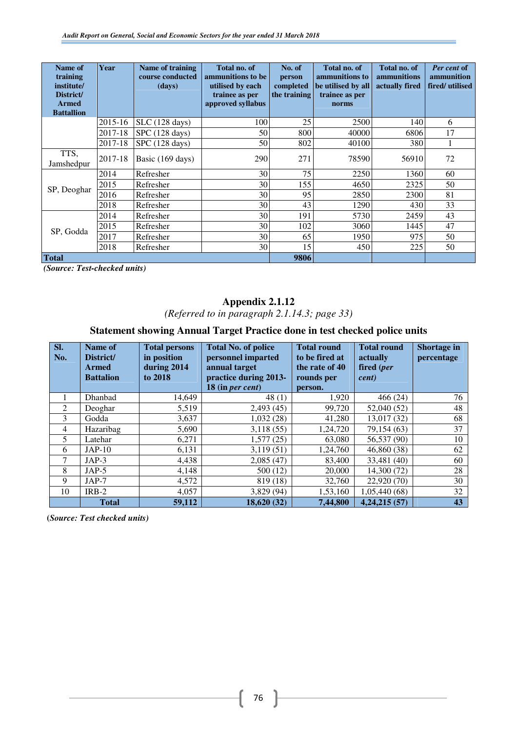| Name of training institute/ District/ Armed Battallion | Year | Name of training course conducted (days) | Total no. of ammunitions to be utilised by each trainee as per approved syllabus | No. of person completed the training | Total no. of ammunitions to be utilised by all trainee as per norms | Total no. of ammunitions actually fired | *Per cent* of ammunition fired/ utilised |
|---|---|---|---|---|---|---|---|
| | 2015-16 | SLC (128 days) | 100 | 25 | 2500 | 140 | 6 |
| | 2017-18 | SPC (128 days) | 50 | 800 | 40000 | 6806 | 17 |
| | 2017-18 | SPC (128 days) | 50 | 802 | 40100 | 380 | 1 |
| TTS, Jamshedpur | 2017-18 | Basic (169 days) | 290 | 271 | 78590 | 56910 | 72 |
| SP, Deoghar | 2014 | Refresher | 30 | 75 | 2250 | 1360 | 60 |
| | 2015 | Refresher | 30 | 155 | 4650 | 2325 | 50 |
| | 2016 | Refresher | 30 | 95 | 2850 | 2300 | 81 |
| | 2018 | Refresher | 30 | 43 | 1290 | 430 | 33 |
| SP, Godda | 2014 | Refresher | 30 | 191 | 5730 | 2459 | 43 |
| | 2015 | Refresher | 30 | 102 | 3060 | 1445 | 47 |
| | 2017 | Refresher | 30 | 65 | 1950 | 975 | 50 |
| | 2018 | Refresher | 30 | 15 | 450 | 225 | 50 |
| **Total** | | | | **9806** | | | |

**(Source: Test-checked units)**

## Appendix 2.1.12

*(Referred to in paragraph 2.1.14.3; page 33)*

### Statement showing Annual Target Practice done in test checked police units

| Sl. No. | Name of District/ Armed Battalion | Total persons in position during 2014 to 2018 | Total No. of police personnel imparted annual target practice during 2013-18 (in *per cent*) | Total round to be fired at the rate of 40 rounds per person. | Total round actually fired (*per cent*) | Shortage in percentage |
|---|---|---|---|---|---|---|
| 1 | Dhanbad | 14,649 | 48 (1) | 1,920 | 466 (24) | 76 |
| 2 | Deoghar | 5,519 | 2,493 (45) | 99,720 | 52,040 (52) | 48 |
| 3 | Godda | 3,637 | 1,032 (28) | 41,280 | 13,017 (32) | 68 |
| 4 | Hazaribag | 5,690 | 3,118 (55) | 1,24,720 | 79,154 (63) | 37 |
| 5 | Latehar | 6,271 | 1,577 (25) | 63,080 | 56,537 (90) | 10 |
| 6 | JAP-10 | 6,131 | 3,119 (51) | 1,24,760 | 46,860 (38) | 62 |
| 7 | JAP-3 | 4,438 | 2,085 (47) | 83,400 | 33,481 (40) | 60 |
| 8 | JAP-5 | 4,148 | 500 (12) | 20,000 | 14,300 (72) | 28 |
| 9 | JAP-7 | 4,572 | 819 (18) | 32,760 | 22,920 (70) | 30 |
| 10 | IRB-2 | 4,057 | 3,829 (94) | 1,53,160 | 1,05,440 (68) | 32 |
| | **Total** | **59,112** | **18,620 (32)** | **7,44,800** | **4,24,215 (57)** | **43** |

**(Source: Test checked units)**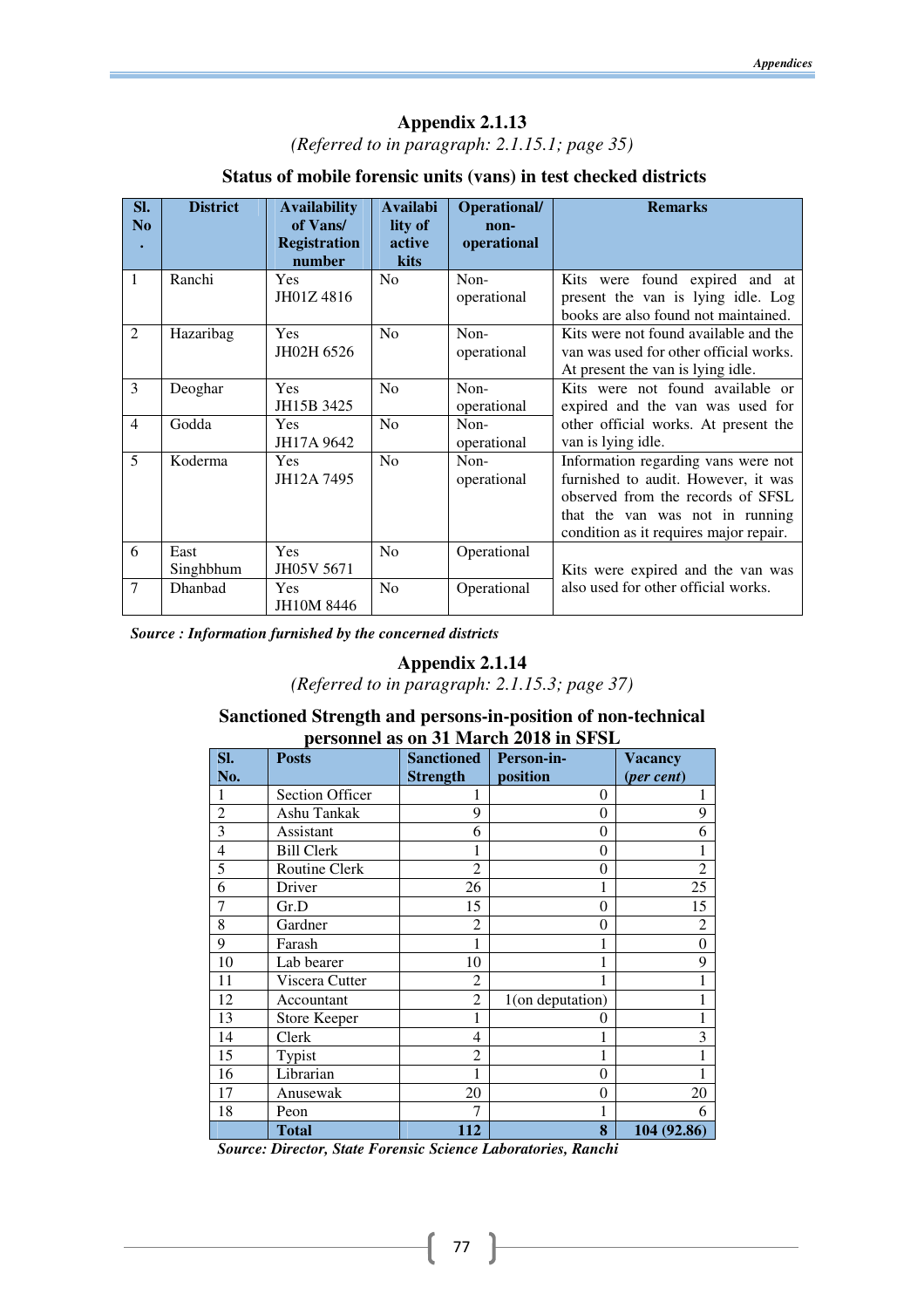## Appendix 2.1.13

*(Referred to in paragraph: 2.1.15.1; page 35)*

### Status of mobile forensic units (vans) in test checked districts

| Sl. No. | District | Availability of Vans/ Registration number | Availability of active kits | Operational/ non-operational | Remarks |
|---|---|---|---|---|---|
| 1 | Ranchi | Yes JH01Z 4816 | No | Non-operational | Kits were found expired and at present the van is lying idle. Log books are also found not maintained. |
| 2 | Hazaribag | Yes JH02H 6526 | No | Non-operational | Kits were not found available and the van was used for other official works. At present the van is lying idle. |
| 3 | Deoghar | Yes JH15B 3425 | No | Non-operational | Kits were not found available or expired and the van was used for other official works. At present the van is lying idle. |
| 4 | Godda | Yes JH17A 9642 | No | Non-operational | |
| 5 | Koderma | Yes JH12A 7495 | No | Non-operational | Information regarding vans were not furnished to audit. However, it was observed from the records of SFSL that the van was not in running condition as it requires major repair. |
| 6 | East Singhbhum | Yes JH05V 5671 | No | Operational | Kits were expired and the van was also used for other official works. |
| 7 | Dhanbad | Yes JH10M 8446 | No | Operational | |

***Source : Information furnished by the concerned districts***

## Appendix 2.1.14

*(Referred to in paragraph: 2.1.15.3; page 37)*

### Sanctioned Strength and persons-in-position of non-technical personnel as on 31 March 2018 in SFSL

| Sl. No. | Posts | Sanctioned Strength | Person-in-position | Vacancy (*per cent*) |
|---|---|---|---|---|
| 1 | Section Officer | 1 | 0 | 1 |
| 2 | Ashu Tankak | 9 | 0 | 9 |
| 3 | Assistant | 6 | 0 | 6 |
| 4 | Bill Clerk | 1 | 0 | 1 |
| 5 | Routine Clerk | 2 | 0 | 2 |
| 6 | Driver | 26 | 1 | 25 |
| 7 | Gr.D | 15 | 0 | 15 |
| 8 | Gardner | 2 | 0 | 2 |
| 9 | Farash | 1 | 1 | 0 |
| 10 | Lab bearer | 10 | 1 | 9 |
| 11 | Viscera Cutter | 2 | 1 | 1 |
| 12 | Accountant | 2 | 1(on deputation) | 1 |
| 13 | Store Keeper | 1 | 0 | 1 |
| 14 | Clerk | 4 | 1 | 3 |
| 15 | Typist | 2 | 1 | 1 |
| 16 | Librarian | 1 | 0 | 1 |
| 17 | Anusewak | 20 | 0 | 20 |
| 18 | Peon | 7 | 1 | 6 |
| | **Total** | **112** | **8** | **104 (92.86)** |

***Source: Director, State Forensic Science Laboratories, Ranchi***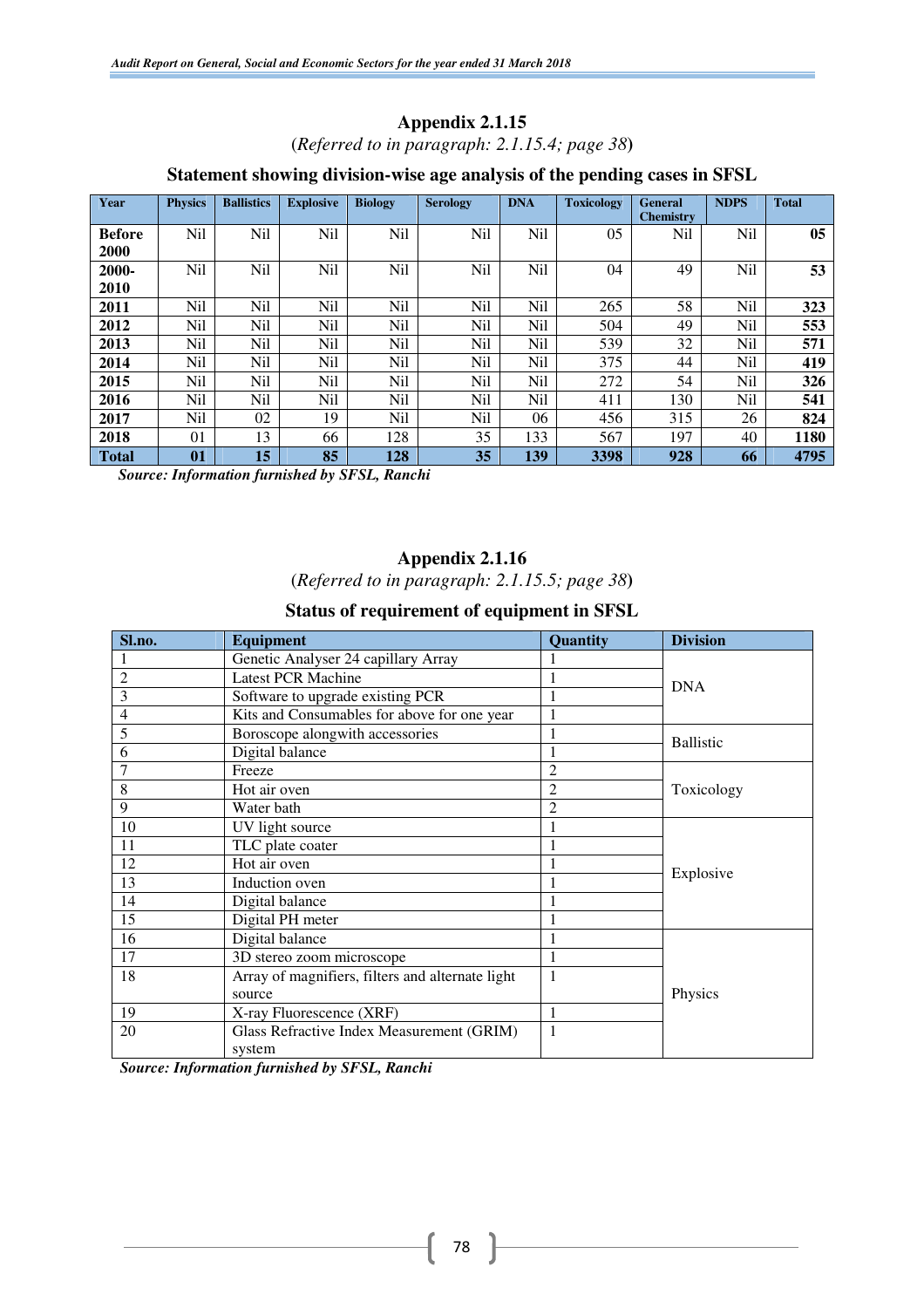## Appendix 2.1.15

(*Referred to in paragraph: 2.1.15.4; page 38*)

### Statement showing division-wise age analysis of the pending cases in SFSL

| Year | Physics | Ballistics | Explosive | Biology | Serology | DNA | Toxicology | General Chemistry | NDPS | Total |
|---|---|---|---|---|---|---|---|---|---|---|
| **Before 2000** | Nil | Nil | Nil | Nil | Nil | Nil | 05 | Nil | Nil | **05** |
| **2000-2010** | Nil | Nil | Nil | Nil | Nil | Nil | 04 | 49 | Nil | **53** |
| **2011** | Nil | Nil | Nil | Nil | Nil | Nil | 265 | 58 | Nil | **323** |
| **2012** | Nil | Nil | Nil | Nil | Nil | Nil | 504 | 49 | Nil | **553** |
| **2013** | Nil | Nil | Nil | Nil | Nil | Nil | 539 | 32 | Nil | **571** |
| **2014** | Nil | Nil | Nil | Nil | Nil | Nil | 375 | 44 | Nil | **419** |
| **2015** | Nil | Nil | Nil | Nil | Nil | Nil | 272 | 54 | Nil | **326** |
| **2016** | Nil | Nil | Nil | Nil | Nil | Nil | 411 | 130 | Nil | **541** |
| **2017** | Nil | 02 | 19 | Nil | Nil | 06 | 456 | 315 | 26 | **824** |
| **2018** | 01 | 13 | 66 | 128 | 35 | 133 | 567 | 197 | 40 | **1180** |
| **Total** | **01** | **15** | **85** | **128** | **35** | **139** | **3398** | **928** | **66** | **4795** |

***Source: Information furnished by SFSL, Ranchi***

## Appendix 2.1.16

(*Referred to in paragraph: 2.1.15.5; page 38*)

### Status of requirement of equipment in SFSL

| Sl.no. | Equipment | Quantity | Division |
|---|---|---|---|
| 1 | Genetic Analyser 24 capillary Array | 1 | DNA |
| 2 | Latest PCR Machine | 1 | |
| 3 | Software to upgrade existing PCR | 1 | |
| 4 | Kits and Consumables for above for one year | 1 | |
| 5 | Boroscope alongwith accessories | 1 | Ballistic |
| 6 | Digital balance | 1 | |
| 7 | Freeze | 2 | Toxicology |
| 8 | Hot air oven | 2 | |
| 9 | Water bath | 2 | |
| 10 | UV light source | 1 | Explosive |
| 11 | TLC plate coater | 1 | |
| 12 | Hot air oven | 1 | |
| 13 | Induction oven | 1 | |
| 14 | Digital balance | 1 | |
| 15 | Digital PH meter | 1 | |
| 16 | Digital balance | 1 | Physics |
| 17 | 3D stereo zoom microscope | 1 | |
| 18 | Array of magnifiers, filters and alternate light source | 1 | |
| 19 | X-ray Fluorescence (XRF) | 1 | |
| 20 | Glass Refractive Index Measurement (GRIM) system | 1 | |

***Source: Information furnished by SFSL, Ranchi***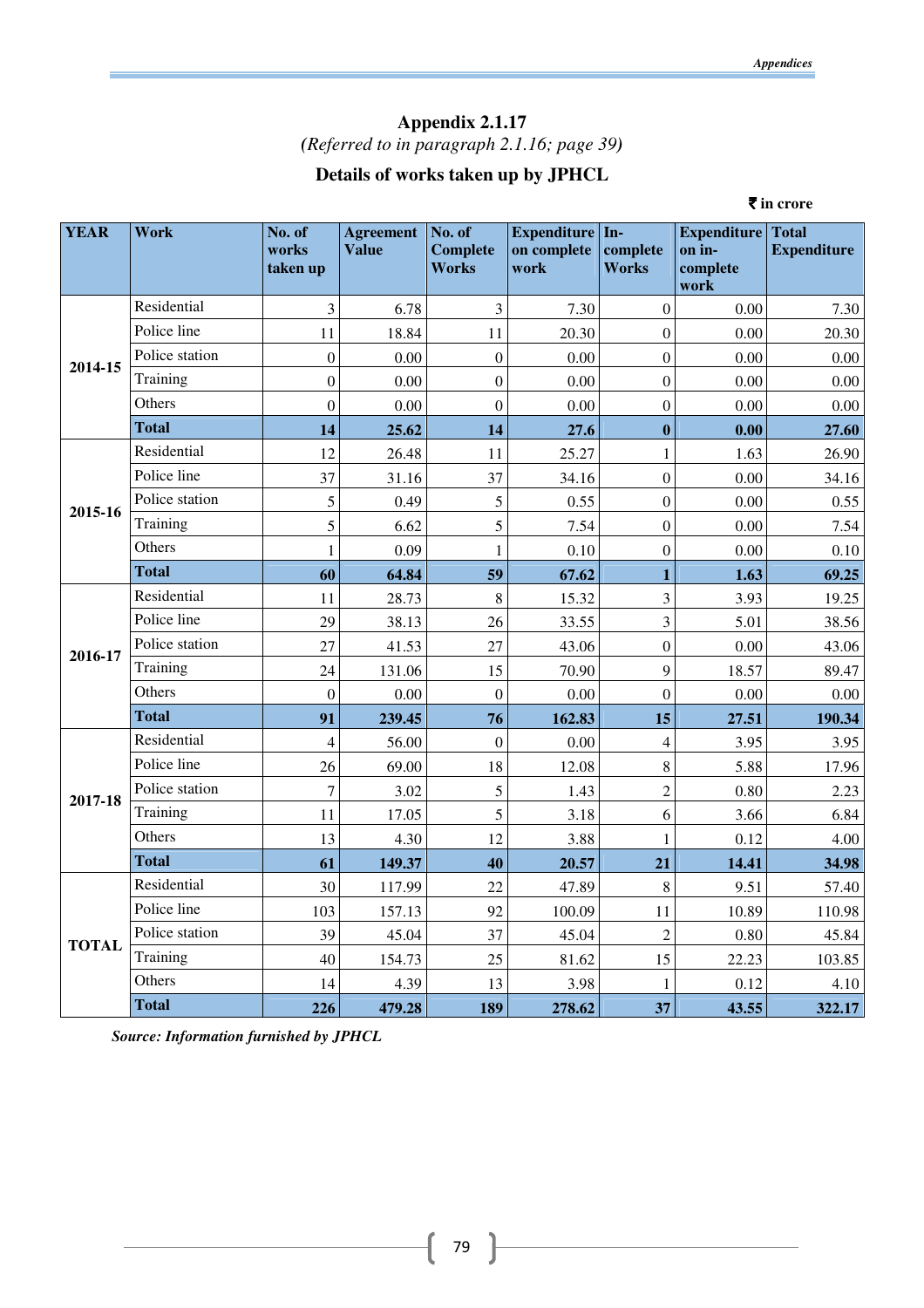## Appendix 2.1.17

*(Referred to in paragraph 2.1.16; page 39)*

### Details of works taken up by JPHCL

**₹ in crore**

| YEAR | Work | No. of works taken up | Agreement Value | No. of Complete Works | Expenditure on complete work | In-complete Works | Expenditure on in-complete work | Total Expenditure |
|---|---|---|---|---|---|---|---|---|
| 2014-15 | Residential | 3 | 6.78 | 3 | 7.30 | 0 | 0.00 | 7.30 |
| | Police line | 11 | 18.84 | 11 | 20.30 | 0 | 0.00 | 20.30 |
| | Police station | 0 | 0.00 | 0 | 0.00 | 0 | 0.00 | 0.00 |
| | Training | 0 | 0.00 | 0 | 0.00 | 0 | 0.00 | 0.00 |
| | Others | 0 | 0.00 | 0 | 0.00 | 0 | 0.00 | 0.00 |
| | **Total** | **14** | **25.62** | **14** | **27.6** | **0** | **0.00** | **27.60** |
| 2015-16 | Residential | 12 | 26.48 | 11 | 25.27 | 1 | 1.63 | 26.90 |
| | Police line | 37 | 31.16 | 37 | 34.16 | 0 | 0.00 | 34.16 |
| | Police station | 5 | 0.49 | 5 | 0.55 | 0 | 0.00 | 0.55 |
| | Training | 5 | 6.62 | 5 | 7.54 | 0 | 0.00 | 7.54 |
| | Others | 1 | 0.09 | 1 | 0.10 | 0 | 0.00 | 0.10 |
| | **Total** | **60** | **64.84** | **59** | **67.62** | **1** | **1.63** | **69.25** |
| 2016-17 | Residential | 11 | 28.73 | 8 | 15.32 | 3 | 3.93 | 19.25 |
| | Police line | 29 | 38.13 | 26 | 33.55 | 3 | 5.01 | 38.56 |
| | Police station | 27 | 41.53 | 27 | 43.06 | 0 | 0.00 | 43.06 |
| | Training | 24 | 131.06 | 15 | 70.90 | 9 | 18.57 | 89.47 |
| | Others | 0 | 0.00 | 0 | 0.00 | 0 | 0.00 | 0.00 |
| | **Total** | **91** | **239.45** | **76** | **162.83** | **15** | **27.51** | **190.34** |
| 2017-18 | Residential | 4 | 56.00 | 0 | 0.00 | 4 | 3.95 | 3.95 |
| | Police line | 26 | 69.00 | 18 | 12.08 | 8 | 5.88 | 17.96 |
| | Police station | 7 | 3.02 | 5 | 1.43 | 2 | 0.80 | 2.23 |
| | Training | 11 | 17.05 | 5 | 3.18 | 6 | 3.66 | 6.84 |
| | Others | 13 | 4.30 | 12 | 3.88 | 1 | 0.12 | 4.00 |
| | **Total** | **61** | **149.37** | **40** | **20.57** | **21** | **14.41** | **34.98** |
| TOTAL | Residential | 30 | 117.99 | 22 | 47.89 | 8 | 9.51 | 57.40 |
| | Police line | 103 | 157.13 | 92 | 100.09 | 11 | 10.89 | 110.98 |
| | Police station | 39 | 45.04 | 37 | 45.04 | 2 | 0.80 | 45.84 |
| | Training | 40 | 154.73 | 25 | 81.62 | 15 | 22.23 | 103.85 |
| | Others | 14 | 4.39 | 13 | 3.98 | 1 | 0.12 | 4.10 |
| | **Total** | **226** | **479.28** | **189** | **278.62** | **37** | **43.55** | **322.17** |

***Source: Information furnished by JPHCL***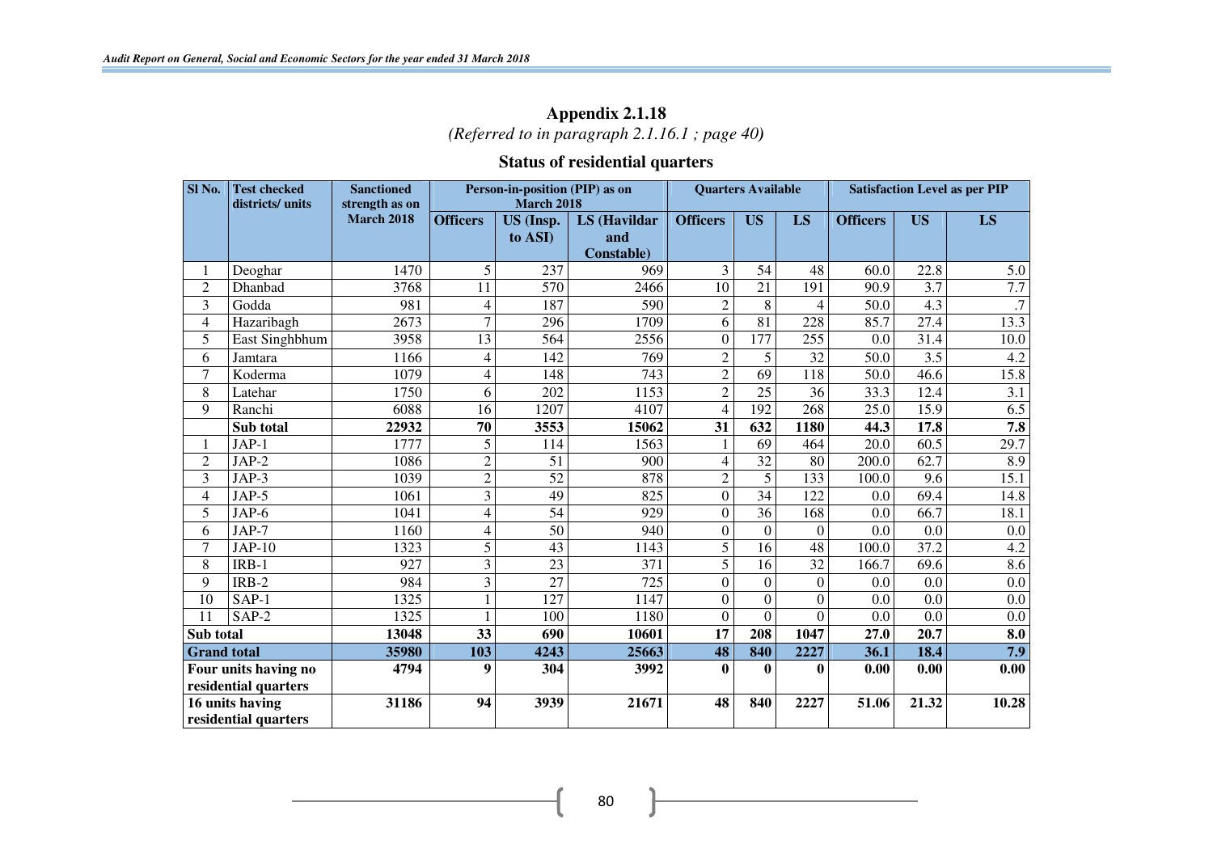## Appendix 2.1.18

*(Referred to in paragraph 2.1.16.1 ; page 40)*

### Status of residential quarters

| Sl No. | Test checked districts/ units | Sanctioned strength as on March 2018 | Person-in-position (PIP) as on March 2018 | | | Quarters Available | | | Satisfaction Level as per PIP | | |
|---|---|---|---|---|---|---|---|---|---|---|---|
| | | | Officers | US (Insp. to ASI) | LS (Havildar and Constable) | Officers | US | LS | Officers | US | LS |
| 1 | Deoghar | 1470 | 5 | 237 | 969 | 3 | 54 | 48 | 60.0 | 22.8 | 5.0 |
| 2 | Dhanbad | 3768 | 11 | 570 | 2466 | 10 | 21 | 191 | 90.9 | 3.7 | 7.7 |
| 3 | Godda | 981 | 4 | 187 | 590 | 2 | 8 | 4 | 50.0 | 4.3 | .7 |
| 4 | Hazaribagh | 2673 | 7 | 296 | 1709 | 6 | 81 | 228 | 85.7 | 27.4 | 13.3 |
| 5 | East Singhbhum | 3958 | 13 | 564 | 2556 | 0 | 177 | 255 | 0.0 | 31.4 | 10.0 |
| 6 | Jamtara | 1166 | 4 | 142 | 769 | 2 | 5 | 32 | 50.0 | 3.5 | 4.2 |
| 7 | Koderma | 1079 | 4 | 148 | 743 | 2 | 69 | 118 | 50.0 | 46.6 | 15.8 |
| 8 | Latehar | 1750 | 6 | 202 | 1153 | 2 | 25 | 36 | 33.3 | 12.4 | 3.1 |
| 9 | Ranchi | 6088 | 16 | 1207 | 4107 | 4 | 192 | 268 | 25.0 | 15.9 | 6.5 |
| | **Sub total** | **22932** | **70** | **3553** | **15062** | **31** | **632** | **1180** | **44.3** | **17.8** | **7.8** |
| 1 | JAP-1 | 1777 | 5 | 114 | 1563 | 1 | 69 | 464 | 20.0 | 60.5 | 29.7 |
| 2 | JAP-2 | 1086 | 2 | 51 | 900 | 4 | 32 | 80 | 200.0 | 62.7 | 8.9 |
| 3 | JAP-3 | 1039 | 2 | 52 | 878 | 2 | 5 | 133 | 100.0 | 9.6 | 15.1 |
| 4 | JAP-5 | 1061 | 3 | 49 | 825 | 0 | 34 | 122 | 0.0 | 69.4 | 14.8 |
| 5 | JAP-6 | 1041 | 4 | 54 | 929 | 0 | 36 | 168 | 0.0 | 66.7 | 18.1 |
| 6 | JAP-7 | 1160 | 4 | 50 | 940 | 0 | 0 | 0 | 0.0 | 0.0 | 0.0 |
| 7 | JAP-10 | 1323 | 5 | 43 | 1143 | 5 | 16 | 48 | 100.0 | 37.2 | 4.2 |
| 8 | IRB-1 | 927 | 3 | 23 | 371 | 5 | 16 | 32 | 166.7 | 69.6 | 8.6 |
| 9 | IRB-2 | 984 | 3 | 27 | 725 | 0 | 0 | 0 | 0.0 | 0.0 | 0.0 |
| 10 | SAP-1 | 1325 | 1 | 127 | 1147 | 0 | 0 | 0 | 0.0 | 0.0 | 0.0 |
| 11 | SAP-2 | 1325 | 1 | 100 | 1180 | 0 | 0 | 0 | 0.0 | 0.0 | 0.0 |
| **Sub total** | | **13048** | **33** | **690** | **10601** | **17** | **208** | **1047** | **27.0** | **20.7** | **8.0** |
| **Grand total** | | **35980** | **103** | **4243** | **25663** | **48** | **840** | **2227** | **36.1** | **18.4** | **7.9** |
| **Four units having no residential quarters** | | **4794** | **9** | **304** | **3992** | **0** | **0** | **0** | **0.00** | **0.00** | **0.00** |
| **16 units having residential quarters** | | **31186** | **94** | **3939** | **21671** | **48** | **840** | **2227** | **51.06** | **21.32** | **10.28** |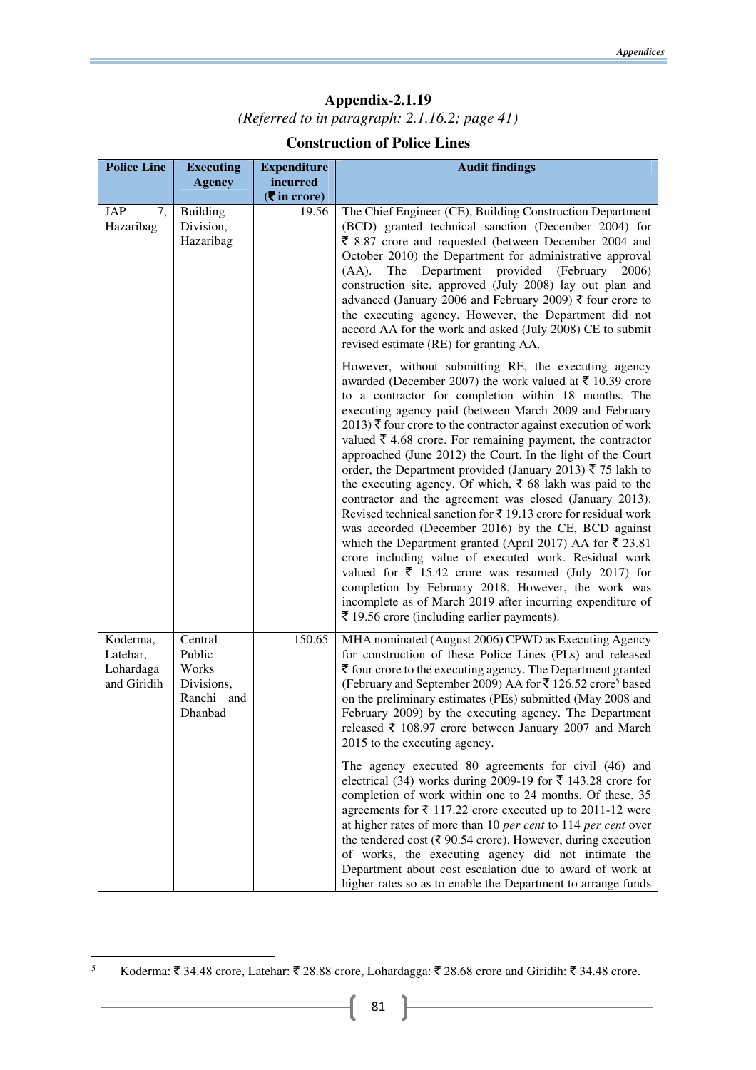# Appendix-2.1.19

*(Referred to in paragraph: 2.1.16.2; page 41)*

## Construction of Police Lines

| Police Line | Executing Agency | Expenditure incurred (₹ in crore) | Audit findings |
|---|---|---|---|
| JAP 7, Hazaribag | Building Division, Hazaribag | 19.56 | The Chief Engineer (CE), Building Construction Department (BCD) granted technical sanction (December 2004) for ₹ 8.87 crore and requested (between December 2004 and October 2010) the Department for administrative approval (AA). The Department provided (February 2006) construction site, approved (July 2008) lay out plan and advanced (January 2006 and February 2009) ₹ four crore to the executing agency. However, the Department did not accord AA for the work and asked (July 2008) CE to submit revised estimate (RE) for granting AA.<br><br>However, without submitting RE, the executing agency awarded (December 2007) the work valued at ₹ 10.39 crore to a contractor for completion within 18 months. The executing agency paid (between March 2009 and February 2013) ₹ four crore to the contractor against execution of work valued ₹ 4.68 crore. For remaining payment, the contractor approached (June 2012) the Court. In the light of the Court order, the Department provided (January 2013) ₹ 75 lakh to the executing agency. Of which, ₹ 68 lakh was paid to the contractor and the agreement was closed (January 2013). Revised technical sanction for ₹ 19.13 crore for residual work was accorded (December 2016) by the CE, BCD against which the Department granted (April 2017) AA for ₹ 23.81 crore including value of executed work. Residual work valued for ₹ 15.42 crore was resumed (July 2017) for completion by February 2018. However, the work was incomplete as of March 2019 after incurring expenditure of ₹ 19.56 crore (including earlier payments). |
| Koderma, Latehar, Lohardaga and Giridih | Central Public Works Divisions, Ranchi and Dhanbad | 150.65 | MHA nominated (August 2006) CPWD as Executing Agency for construction of these Police Lines (PLs) and released ₹ four crore to the executing agency. The Department granted (February and September 2009) AA for ₹ 126.52 crore[5] based on the preliminary estimates (PEs) submitted (May 2008 and February 2009) by the executing agency. The Department released ₹ 108.97 crore between January 2007 and March 2015 to the executing agency.<br><br>The agency executed 80 agreements for civil (46) and electrical (34) works during 2009-19 for ₹ 143.28 crore for completion of work within one to 24 months. Of these, 35 agreements for ₹ 117.22 crore executed up to 2011-12 were at higher rates of more than 10 *per cent* to 114 *per cent* over the tendered cost (₹ 90.54 crore). However, during execution of works, the executing agency did not intimate the Department about cost escalation due to award of work at higher rates so as to enable the Department to arrange funds |

[5] Koderma: ₹ 34.48 crore, Latehar: ₹ 28.88 crore, Lohardagga: ₹ 28.68 crore and Giridih: ₹ 34.48 crore.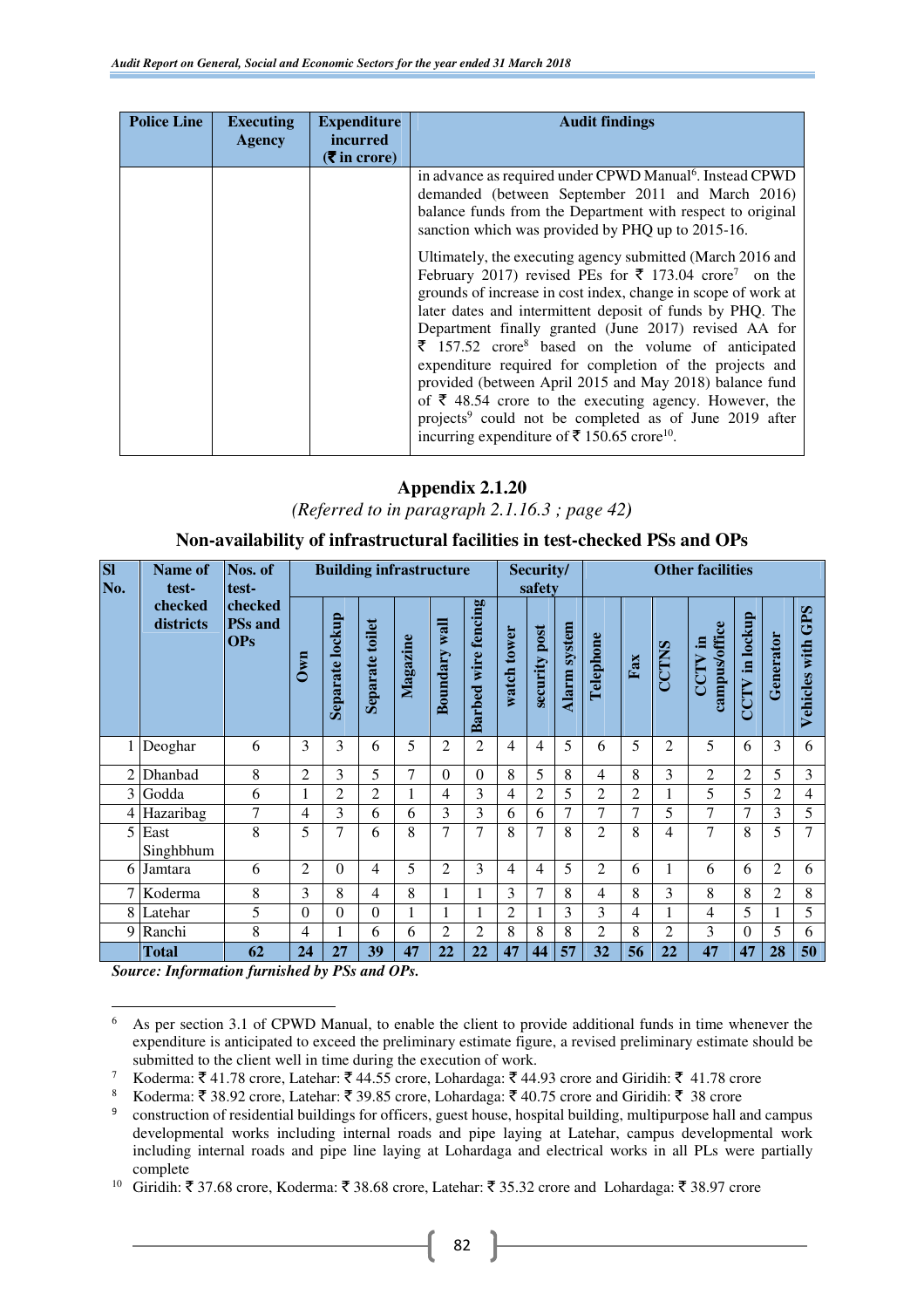| Police Line | Executing Agency | Expenditure incurred (₹ in crore) | Audit findings |
|---|---|---|---|
| | | | in advance as required under CPWD Manual[6]. Instead CPWD demanded (between September 2011 and March 2016) balance funds from the Department with respect to original sanction which was provided by PHQ up to 2015-16.<br><br>Ultimately, the executing agency submitted (March 2016 and February 2017) revised PEs for ₹ 173.04 crore[7] on the grounds of increase in cost index, change in scope of work at later dates and intermittent deposit of funds by PHQ. The Department finally granted (June 2017) revised AA for ₹ 157.52 crore[8] based on the volume of anticipated expenditure required for completion of the projects and provided (between April 2015 and May 2018) balance fund of ₹ 48.54 crore to the executing agency. However, the projects[9] could not be completed as of June 2019 after incurring expenditure of ₹ 150.65 crore[10]. |

## Appendix 2.1.20

*(Referred to in paragraph 2.1.16.3 ; page 42)*

### Non-availability of infrastructural facilities in test-checked PSs and OPs

| Sl No. | Name of test-checked districts | Nos. of test-checked PSs and OPs | Building infrastructure | | | | | | Security/ safety | | | Other facilities | | | | | | |
|---|---|---|---|---|---|---|---|---|---|---|---|---|---|---|---|---|---|---|
| | | | Own | Separate lockup | Separate toilet | Magazine | Boundary wall | Barbed wire fencing | watch tower | security post | Alarm system | Telephone | Fax | CCTNS | CCTV in campus/office | CCTV in lockup | Generator | Vehicles with GPS |
| 1 | Deoghar | 6 | 3 | 3 | 6 | 5 | 2 | 2 | 4 | 4 | 5 | 6 | 5 | 2 | 5 | 6 | 3 | 6 |
| 2 | Dhanbad | 8 | 2 | 3 | 5 | 7 | 0 | 0 | 8 | 5 | 8 | 4 | 8 | 3 | 2 | 2 | 5 | 3 |
| 3 | Godda | 6 | 1 | 2 | 2 | 1 | 4 | 3 | 4 | 2 | 5 | 2 | 2 | 1 | 5 | 5 | 2 | 4 |
| 4 | Hazaribag | 7 | 4 | 3 | 6 | 6 | 3 | 3 | 6 | 6 | 7 | 7 | 7 | 5 | 7 | 7 | 3 | 5 |
| 5 | East Singhbhum | 8 | 5 | 7 | 6 | 8 | 7 | 7 | 8 | 7 | 8 | 2 | 8 | 4 | 7 | 8 | 5 | 7 |
| 6 | Jamtara | 6 | 2 | 0 | 4 | 5 | 2 | 3 | 4 | 4 | 5 | 2 | 6 | 1 | 6 | 6 | 2 | 6 |
| 7 | Koderma | 8 | 3 | 8 | 4 | 8 | 1 | 1 | 3 | 7 | 8 | 4 | 8 | 3 | 8 | 8 | 2 | 8 |
| 8 | Latehar | 5 | 0 | 0 | 0 | 1 | 1 | 1 | 2 | 1 | 3 | 3 | 4 | 1 | 4 | 5 | 1 | 5 |
| 9 | Ranchi | 8 | 4 | 1 | 6 | 6 | 2 | 2 | 8 | 8 | 8 | 2 | 8 | 2 | 3 | 0 | 5 | 6 |
| | **Total** | **62** | **24** | **27** | **39** | **47** | **22** | **22** | **47** | **44** | **57** | **32** | **56** | **22** | **47** | **47** | **28** | **50** |

***Source: Information furnished by PSs and OPs.***

---

[6] As per section 3.1 of CPWD Manual, to enable the client to provide additional funds in time whenever the expenditure is anticipated to exceed the preliminary estimate figure, a revised preliminary estimate should be submitted to the client well in time during the execution of work.

[7] Koderma: ₹ 41.78 crore, Latehar: ₹ 44.55 crore, Lohardaga: ₹ 44.93 crore and Giridih: ₹ 41.78 crore

[8] Koderma: ₹ 38.92 crore, Latehar: ₹ 39.85 crore, Lohardaga: ₹ 40.75 crore and Giridih: ₹ 38 crore

[9] construction of residential buildings for officers, guest house, hospital building, multipurpose hall and campus developmental works including internal roads and pipe laying at Latehar, campus developmental work including internal roads and pipe line laying at Lohardaga and electrical works in all PLs were partially complete

[10] Giridih: ₹ 37.68 crore, Koderma: ₹ 38.68 crore, Latehar: ₹ 35.32 crore and Lohardaga: ₹ 38.97 crore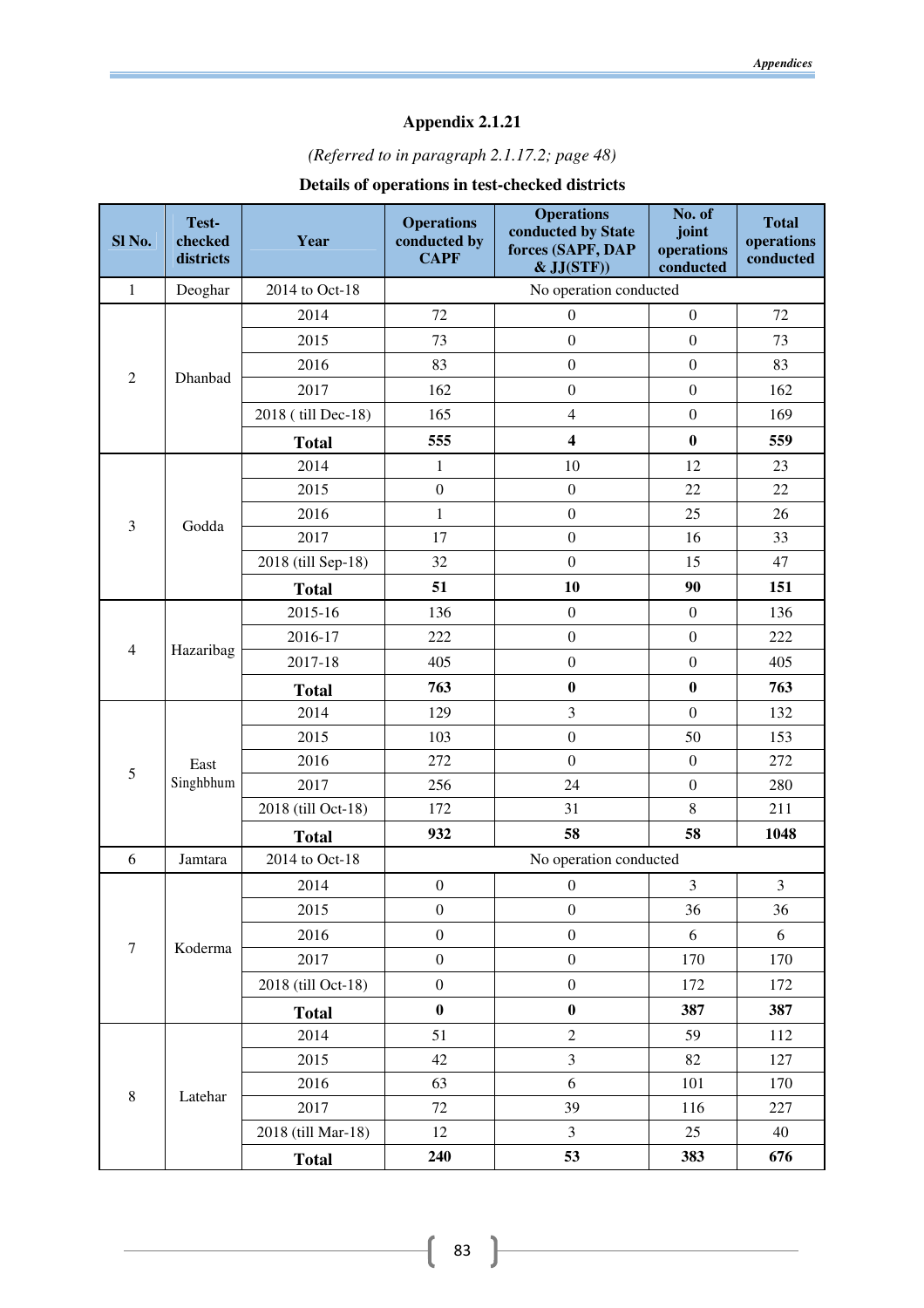## Appendix 2.1.21

*(Referred to in paragraph 2.1.17.2; page 48)*

**Details of operations in test-checked districts**

| Sl No. | Test-checked districts | Year | Operations conducted by CAPF | Operations conducted by State forces (SAPF, DAP & JJ(STF)) | No. of joint operations conducted | Total operations conducted |
|---|---|---|---|---|---|---|
| 1 | Deoghar | 2014 to Oct-18 | No operation conducted | | | |
| 2 | Dhanbad | 2014 | 72 | 0 | 0 | 72 |
| | | 2015 | 73 | 0 | 0 | 73 |
| | | 2016 | 83 | 0 | 0 | 83 |
| | | 2017 | 162 | 0 | 0 | 162 |
| | | 2018 ( till Dec-18) | 165 | 4 | 0 | 169 |
| | | **Total** | **555** | **4** | **0** | **559** |
| 3 | Godda | 2014 | 1 | 10 | 12 | 23 |
| | | 2015 | 0 | 0 | 22 | 22 |
| | | 2016 | 1 | 0 | 25 | 26 |
| | | 2017 | 17 | 0 | 16 | 33 |
| | | 2018 (till Sep-18) | 32 | 0 | 15 | 47 |
| | | **Total** | **51** | **10** | **90** | **151** |
| 4 | Hazaribag | 2015-16 | 136 | 0 | 0 | 136 |
| | | 2016-17 | 222 | 0 | 0 | 222 |
| | | 2017-18 | 405 | 0 | 0 | 405 |
| | | **Total** | **763** | **0** | **0** | **763** |
| 5 | East Singhbhum | 2014 | 129 | 3 | 0 | 132 |
| | | 2015 | 103 | 0 | 50 | 153 |
| | | 2016 | 272 | 0 | 0 | 272 |
| | | 2017 | 256 | 24 | 0 | 280 |
| | | 2018 (till Oct-18) | 172 | 31 | 8 | 211 |
| | | **Total** | **932** | **58** | **58** | **1048** |
| 6 | Jamtara | 2014 to Oct-18 | No operation conducted | | | |
| 7 | Koderma | 2014 | 0 | 0 | 3 | 3 |
| | | 2015 | 0 | 0 | 36 | 36 |
| | | 2016 | 0 | 0 | 6 | 6 |
| | | 2017 | 0 | 0 | 170 | 170 |
| | | 2018 (till Oct-18) | 0 | 0 | 172 | 172 |
| | | **Total** | **0** | **0** | **387** | **387** |
| 8 | Latehar | 2014 | 51 | 2 | 59 | 112 |
| | | 2015 | 42 | 3 | 82 | 127 |
| | | 2016 | 63 | 6 | 101 | 170 |
| | | 2017 | 72 | 39 | 116 | 227 |
| | | 2018 (till Mar-18) | 12 | 3 | 25 | 40 |
| | | **Total** | **240** | **53** | **383** | **676** |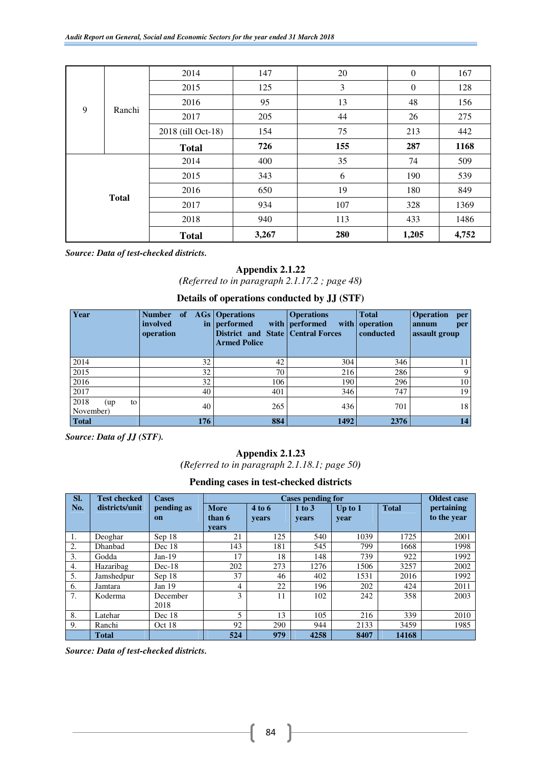| 9 | Ranchi | 2014 | 147 | 20 | 0 | 167 |
|---|---|---|---|---|---|---|
| | | 2015 | 125 | 3 | 0 | 128 |
| | | 2016 | 95 | 13 | 48 | 156 |
| | | 2017 | 205 | 44 | 26 | 275 |
| | | 2018 (till Oct-18) | 154 | 75 | 213 | 442 |
| | | **Total** | **726** | **155** | **287** | **1168** |
| **Total** | | 2014 | 400 | 35 | 74 | 509 |
| | | 2015 | 343 | 6 | 190 | 539 |
| | | 2016 | 650 | 19 | 180 | 849 |
| | | 2017 | 934 | 107 | 328 | 1369 |
| | | 2018 | 940 | 113 | 433 | 1486 |
| | | **Total** | **3,267** | **280** | **1,205** | **4,752** |

***Source: Data of test-checked districts.***

## Appendix 2.1.22

*(Referred to in paragraph 2.1.17.2 ; page 48)*

### Details of operations conducted by JJ (STF)

| Year | Number of AGs involved in operation | Operations performed with District and State Armed Police | Operations performed with Central Forces | Total operation conducted | Operation per annum per assault group |
|---|---|---|---|---|---|
| 2014 | 32 | 42 | 304 | 346 | 11 |
| 2015 | 32 | 70 | 216 | 286 | 9 |
| 2016 | 32 | 106 | 190 | 296 | 10 |
| 2017 | 40 | 401 | 346 | 747 | 19 |
| 2018 (up to November) | 40 | 265 | 436 | 701 | 18 |
| **Total** | **176** | **884** | **1492** | **2376** | **14** |

***Source: Data of JJ (STF).***

## Appendix 2.1.23

*(Referred to in paragraph 2.1.18.1; page 50)*

### Pending cases in test-checked districts

| Sl. No. | Test checked districts/unit | Cases pending as on | Cases pending for | | | | | Oldest case pertaining to the year |
|---|---|---|---|---|---|---|---|---|
| | | | More than 6 years | 4 to 6 years | 1 to 3 years | Up to 1 year | Total | |
| 1. | Deoghar | Sep 18 | 21 | 125 | 540 | 1039 | 1725 | 2001 |
| 2. | Dhanbad | Dec 18 | 143 | 181 | 545 | 799 | 1668 | 1998 |
| 3. | Godda | Jan-19 | 17 | 18 | 148 | 739 | 922 | 1992 |
| 4. | Hazaribag | Dec-18 | 202 | 273 | 1276 | 1506 | 3257 | 2002 |
| 5. | Jamshedpur | Sep 18 | 37 | 46 | 402 | 1531 | 2016 | 1992 |
| 6. | Jamtara | Jan 19 | 4 | 22 | 196 | 202 | 424 | 2011 |
| 7. | Koderma | December 2018 | 3 | 11 | 102 | 242 | 358 | 2003 |
| 8. | Latehar | Dec 18 | 5 | 13 | 105 | 216 | 339 | 2010 |
| 9. | Ranchi | Oct 18 | 92 | 290 | 944 | 2133 | 3459 | 1985 |
| | **Total** | | **524** | **979** | **4258** | **8407** | **14168** | |

***Source: Data of test-checked districts.***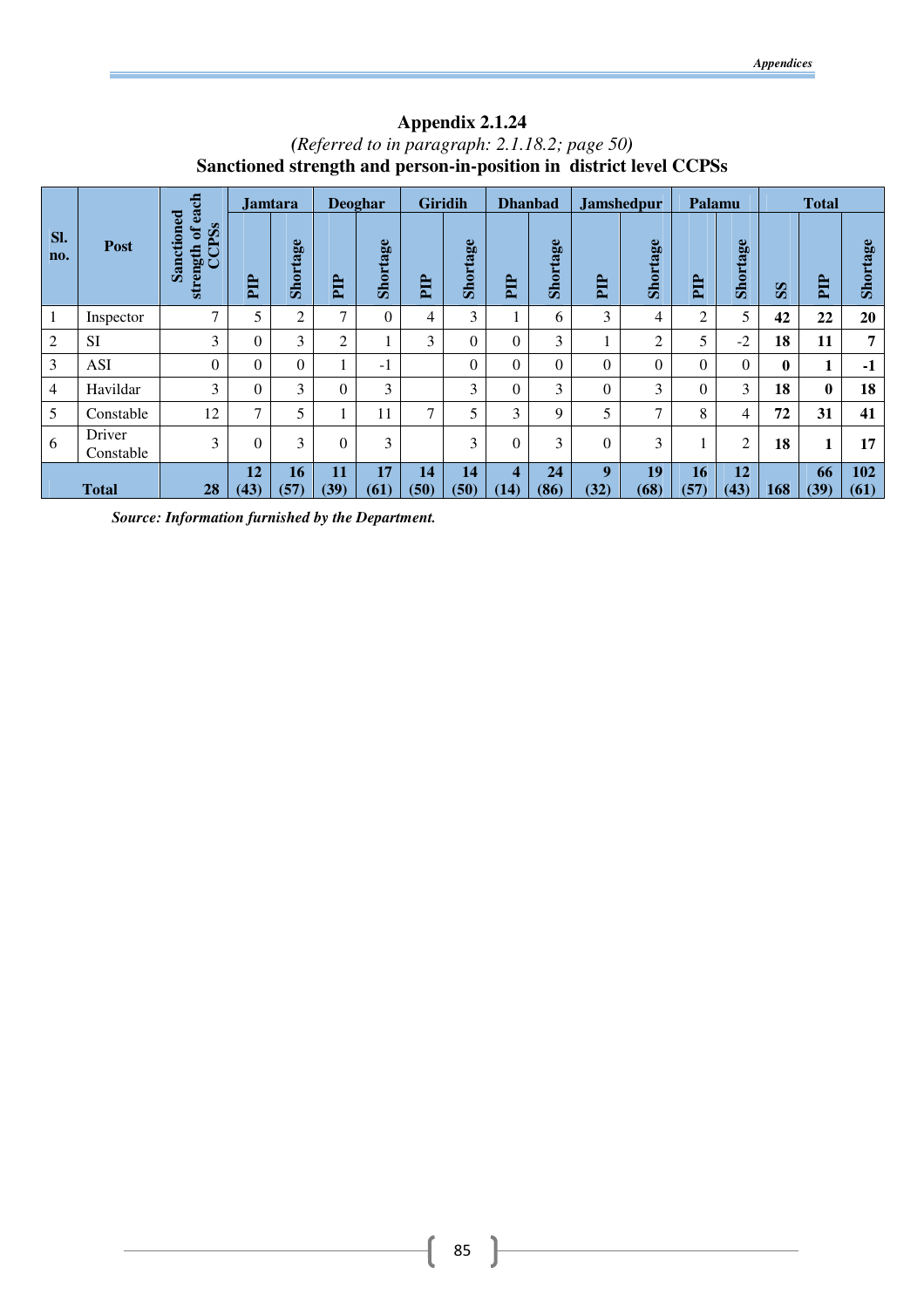## Appendix 2.1.24

*(Referred to in paragraph: 2.1.18.2; page 50)*

**Sanctioned strength and person-in-position in district level CCPSs**

| Sl. no. | Post | Sanctioned strength of each CCPSs | Jamtara | | Deoghar | | Giridih | | Dhanbad | | Jamshedpur | | Palamu | | Total | | |
|---|---|---|---|---|---|---|---|---|---|---|---|---|---|---|---|---|---|
| | | | PIP | Shortage | PIP | Shortage | PIP | Shortage | PIP | Shortage | PIP | Shortage | PIP | Shortage | SS | PIP | Shortage |
| 1 | Inspector | 7 | 5 | 2 | 7 | 0 | 4 | 3 | 1 | 6 | 3 | 4 | 2 | 5 | **42** | **22** | **20** |
| 2 | SI | 3 | 0 | 3 | 2 | 1 | 3 | 0 | 0 | 3 | 1 | 2 | 5 | -2 | **18** | **11** | **7** |
| 3 | ASI | 0 | 0 | 0 | 1 | -1 | | 0 | 0 | 0 | 0 | 0 | 0 | 0 | **0** | **1** | **-1** |
| 4 | Havildar | 3 | 0 | 3 | 0 | 3 | | 3 | 0 | 3 | 0 | 3 | 0 | 3 | **18** | **0** | **18** |
| 5 | Constable | 12 | 7 | 5 | 1 | 11 | 7 | 5 | 3 | 9 | 5 | 7 | 8 | 4 | **72** | **31** | **41** |
| 6 | Driver Constable | 3 | 0 | 3 | 0 | 3 | | 3 | 0 | 3 | 0 | 3 | 1 | 2 | **18** | **1** | **17** |
| **Total** | | **28** | **12 (43)** | **16 (57)** | **11 (39)** | **17 (61)** | **14 (50)** | **14 (50)** | **4 (14)** | **24 (86)** | **9 (32)** | **19 (68)** | **16 (57)** | **12 (43)** | **168** | **66 (39)** | **102 (61)** |

***Source: Information furnished by the Department.***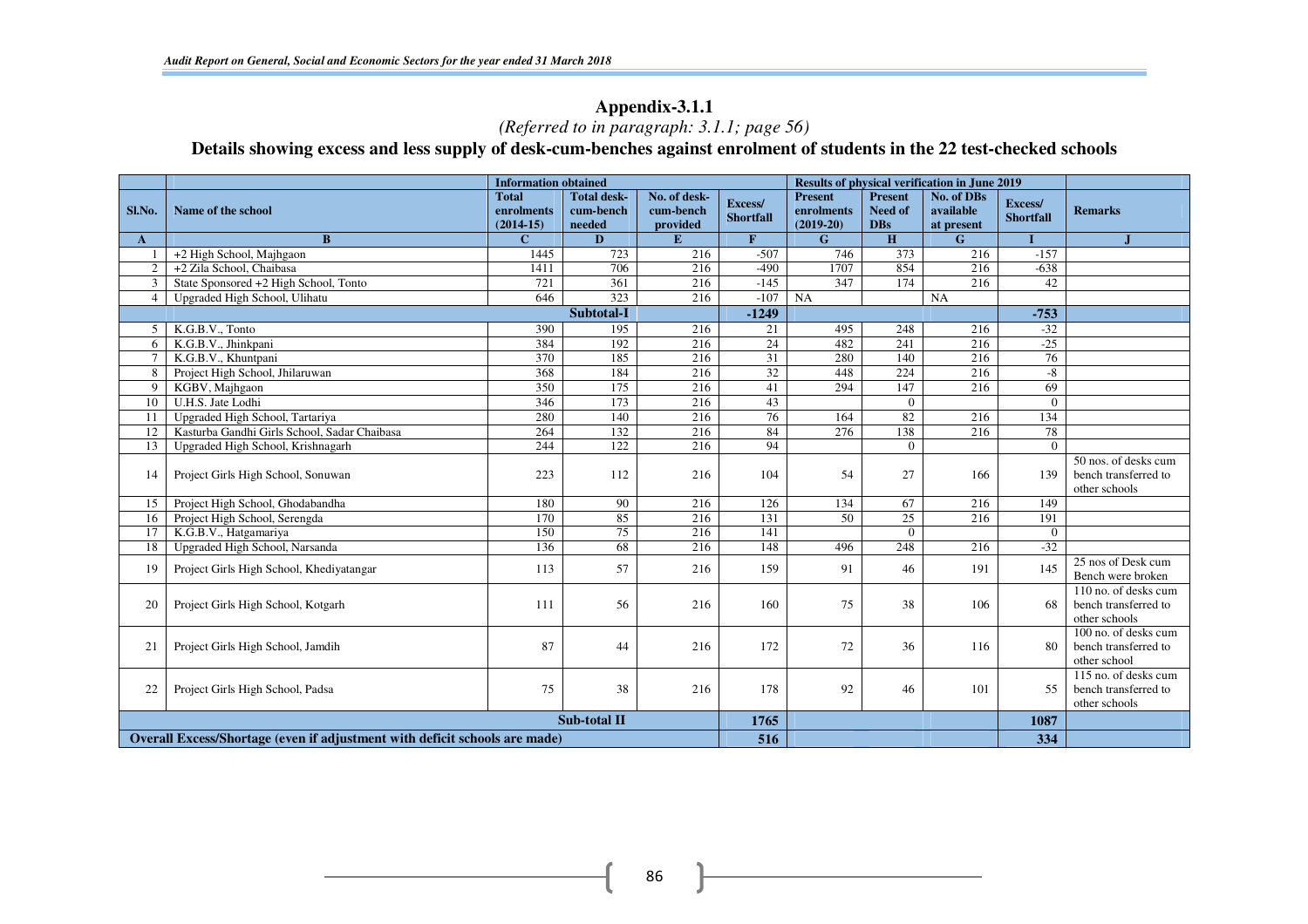## Appendix-3.1.1

*(Referred to in paragraph: 3.1.1; page 56)*

### Details showing excess and less supply of desk-cum-benches against enrolment of students in the 22 test-checked schools

| | | Information obtained | | | | Results of physical verification in June 2019 | | | | |
|---|---|---|---|---|---|---|---|---|---|---|
| Sl.No. | Name of the school | Total enrolments (2014-15) | Total desk-cum-bench needed | No. of desk-cum-bench provided | Excess/ Shortfall | Present enrolments (2019-20) | Present Need of DBs | No. of DBs available at present | Excess/ Shortfall | Remarks |
| A | B | C | D | E | F | G | H | G | I | J |
| 1 | +2 High School, Majhgaon | 1445 | 723 | 216 | -507 | 746 | 373 | 216 | -157 | |
| 2 | +2 Zila School, Chaibasa | 1411 | 706 | 216 | -490 | 1707 | 854 | 216 | -638 | |
| 3 | State Sponsored +2 High School, Tonto | 721 | 361 | 216 | -145 | 347 | 174 | 216 | 42 | |
| 4 | Upgraded High School, Ulihatu | 646 | 323 | 216 | -107 | NA | | NA | | |
| | | | Subtotal-I | | -1249 | | | | -753 | |
| 5 | K.G.B.V., Tonto | 390 | 195 | 216 | 21 | 495 | 248 | 216 | -32 | |
| 6 | K.G.B.V., Jhinkpani | 384 | 192 | 216 | 24 | 482 | 241 | 216 | -25 | |
| 7 | K.G.B.V., Khuntpani | 370 | 185 | 216 | 31 | 280 | 140 | 216 | 76 | |
| 8 | Project High School, Jhilaruwan | 368 | 184 | 216 | 32 | 448 | 224 | 216 | -8 | |
| 9 | KGBV, Majhgaon | 350 | 175 | 216 | 41 | 294 | 147 | 216 | 69 | |
| 10 | U.H.S. Jate Lodhi | 346 | 173 | 216 | 43 | | 0 | | 0 | |
| 11 | Upgraded High School, Tartariya | 280 | 140 | 216 | 76 | 164 | 82 | 216 | 134 | |
| 12 | Kasturba Gandhi Girls School, Sadar Chaibasa | 264 | 132 | 216 | 84 | 276 | 138 | 216 | 78 | |
| 13 | Upgraded High School, Krishnagarh | 244 | 122 | 216 | 94 | | 0 | | 0 | |
| 14 | Project Girls High School, Sonuwan | 223 | 112 | 216 | 104 | 54 | 27 | 166 | 139 | 50 nos. of desks cum bench transferred to other schools |
| 15 | Project High School, Ghodabandha | 180 | 90 | 216 | 126 | 134 | 67 | 216 | 149 | |
| 16 | Project High School, Serengda | 170 | 85 | 216 | 131 | 50 | 25 | 216 | 191 | |
| 17 | K.G.B.V., Hatgamariya | 150 | 75 | 216 | 141 | | 0 | | 0 | |
| 18 | Upgraded High School, Narsanda | 136 | 68 | 216 | 148 | 496 | 248 | 216 | -32 | |
| 19 | Project Girls High School, Khediyatangar | 113 | 57 | 216 | 159 | 91 | 46 | 191 | 145 | 25 nos of Desk cum Bench were broken |
| 20 | Project Girls High School, Kotgarh | 111 | 56 | 216 | 160 | 75 | 38 | 106 | 68 | 110 no. of desks cum bench transferred to other schools |
| 21 | Project Girls High School, Jamdih | 87 | 44 | 216 | 172 | 72 | 36 | 116 | 80 | 100 no. of desks cum bench transferred to other school |
| 22 | Project Girls High School, Padsa | 75 | 38 | 216 | 178 | 92 | 46 | 101 | 55 | 115 no. of desks cum bench transferred to other schools |
| | | | Sub-total II | | 1765 | | | | 1087 | |
| Overall Excess/Shortage (even if adjustment with deficit schools are made) | | | | | 516 | | | | 334 | |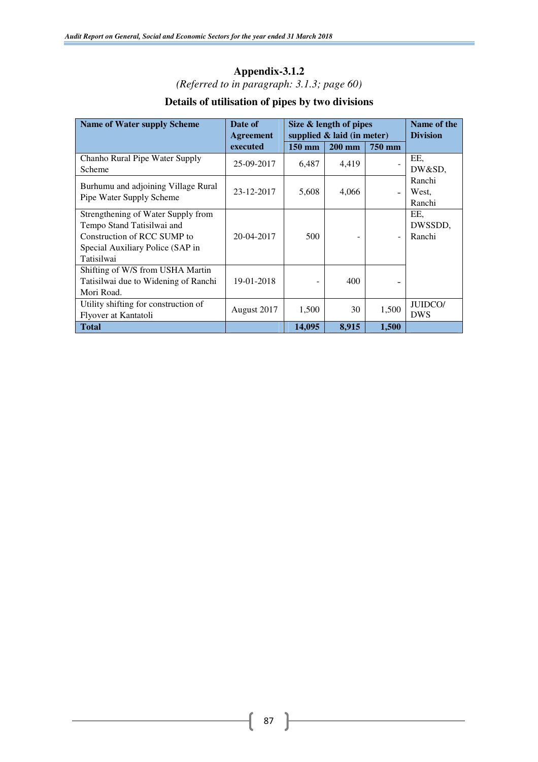## Appendix-3.1.2

*(Referred to in paragraph: 3.1.3; page 60)*

### Details of utilisation of pipes by two divisions

| Name of Water supply Scheme | Date of Agreement executed | Size & length of pipes supplied & laid (in meter) | | | Name of the Division |
|---|---|---|---|---|---|
| | | 150 mm | 200 mm | 750 mm | |
| Chanho Rural Pipe Water Supply Scheme | 25-09-2017 | 6,487 | 4,419 | - | EE, DW&SD, Ranchi West, Ranchi |
| Burhumu and adjoining Village Rural Pipe Water Supply Scheme | 23-12-2017 | 5,608 | 4,066 | - | |
| Strengthening of Water Supply from Tempo Stand Tatisilwai and Construction of RCC SUMP to Special Auxiliary Police (SAP in Tatisilwai | 20-04-2017 | 500 | - | - | EE, DWSSDD, Ranchi |
| Shifting of W/S from USHA Martin Tatisilwai due to Widening of Ranchi Mori Road. | 19-01-2018 | - | 400 | - | |
| Utility shifting for construction of Flyover at Kantatoli | August 2017 | 1,500 | 30 | 1,500 | JUIDCO/ DWS |
| **Total** | | **14,095** | **8,915** | **1,500** | |